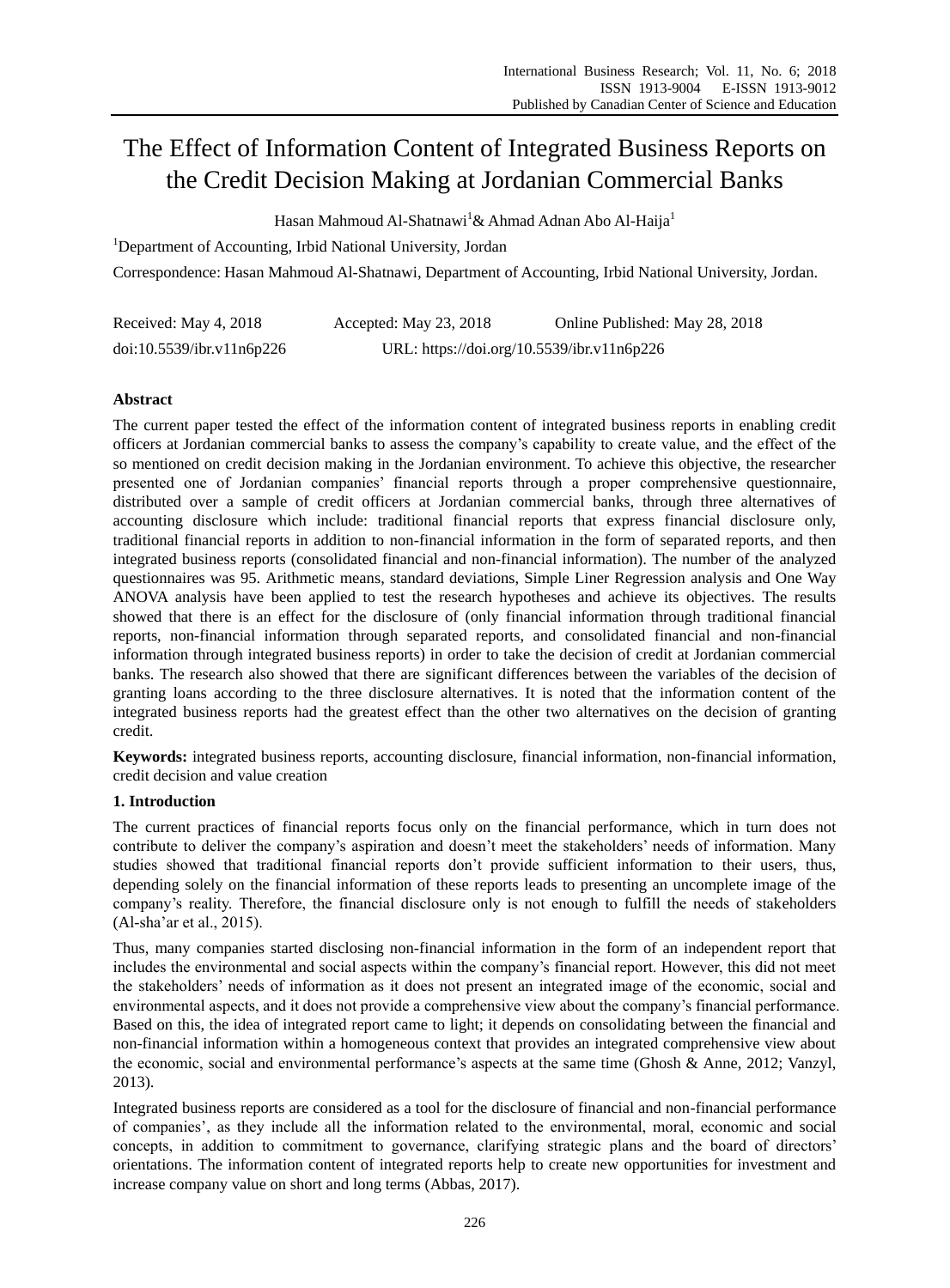# The Effect of Information Content of Integrated Business Reports on the Credit Decision Making at Jordanian Commercial Banks

Hasan Mahmoud Al-Shatnawi[1] & Ahmad Adnan Abo Al-Haija[1]

[1]Department of Accounting, Irbid National University, Jordan

Correspondence: Hasan Mahmoud Al-Shatnawi, Department of Accounting, Irbid National University, Jordan.

Received: May 4, 2018     Accepted: May 23, 2018     Online Published: May 28, 2018

doi:10.5539/ibr.v11n6p226     URL: https://doi.org/10.5539/ibr.v11n6p226

## Abstract

The current paper tested the effect of the information content of integrated business reports in enabling credit officers at Jordanian commercial banks to assess the company's capability to create value, and the effect of the so mentioned on credit decision making in the Jordanian environment. To achieve this objective, the researcher presented one of Jordanian companies' financial reports through a proper comprehensive questionnaire, distributed over a sample of credit officers at Jordanian commercial banks, through three alternatives of accounting disclosure which include: traditional financial reports that express financial disclosure only, traditional financial reports in addition to non-financial information in the form of separated reports, and then integrated business reports (consolidated financial and non-financial information). The number of the analyzed questionnaires was 95. Arithmetic means, standard deviations, Simple Liner Regression analysis and One Way ANOVA analysis have been applied to test the research hypotheses and achieve its objectives. The results showed that there is an effect for the disclosure of (only financial information through traditional financial reports, non-financial information through separated reports, and consolidated financial and non-financial information through integrated business reports) in order to take the decision of credit at Jordanian commercial banks. The research also showed that there are significant differences between the variables of the decision of granting loans according to the three disclosure alternatives. It is noted that the information content of the integrated business reports had the greatest effect than the other two alternatives on the decision of granting credit.

**Keywords:** integrated business reports, accounting disclosure, financial information, non-financial information, credit decision and value creation

## 1. Introduction

The current practices of financial reports focus only on the financial performance, which in turn does not contribute to deliver the company's aspiration and doesn't meet the stakeholders' needs of information. Many studies showed that traditional financial reports don't provide sufficient information to their users, thus, depending solely on the financial information of these reports leads to presenting an uncomplete image of the company's reality. Therefore, the financial disclosure only is not enough to fulfill the needs of stakeholders (Al-sha'ar et al., 2015).

Thus, many companies started disclosing non-financial information in the form of an independent report that includes the environmental and social aspects within the company's financial report. However, this did not meet the stakeholders' needs of information as it does not present an integrated image of the economic, social and environmental aspects, and it does not provide a comprehensive view about the company's financial performance. Based on this, the idea of integrated report came to light; it depends on consolidating between the financial and non-financial information within a homogeneous context that provides an integrated comprehensive view about the economic, social and environmental performance's aspects at the same time (Ghosh & Anne, 2012; Vanzyl, 2013).

Integrated business reports are considered as a tool for the disclosure of financial and non-financial performance of companies', as they include all the information related to the environmental, moral, economic and social concepts, in addition to commitment to governance, clarifying strategic plans and the board of directors' orientations. The information content of integrated reports help to create new opportunities for investment and increase company value on short and long terms (Abbas, 2017).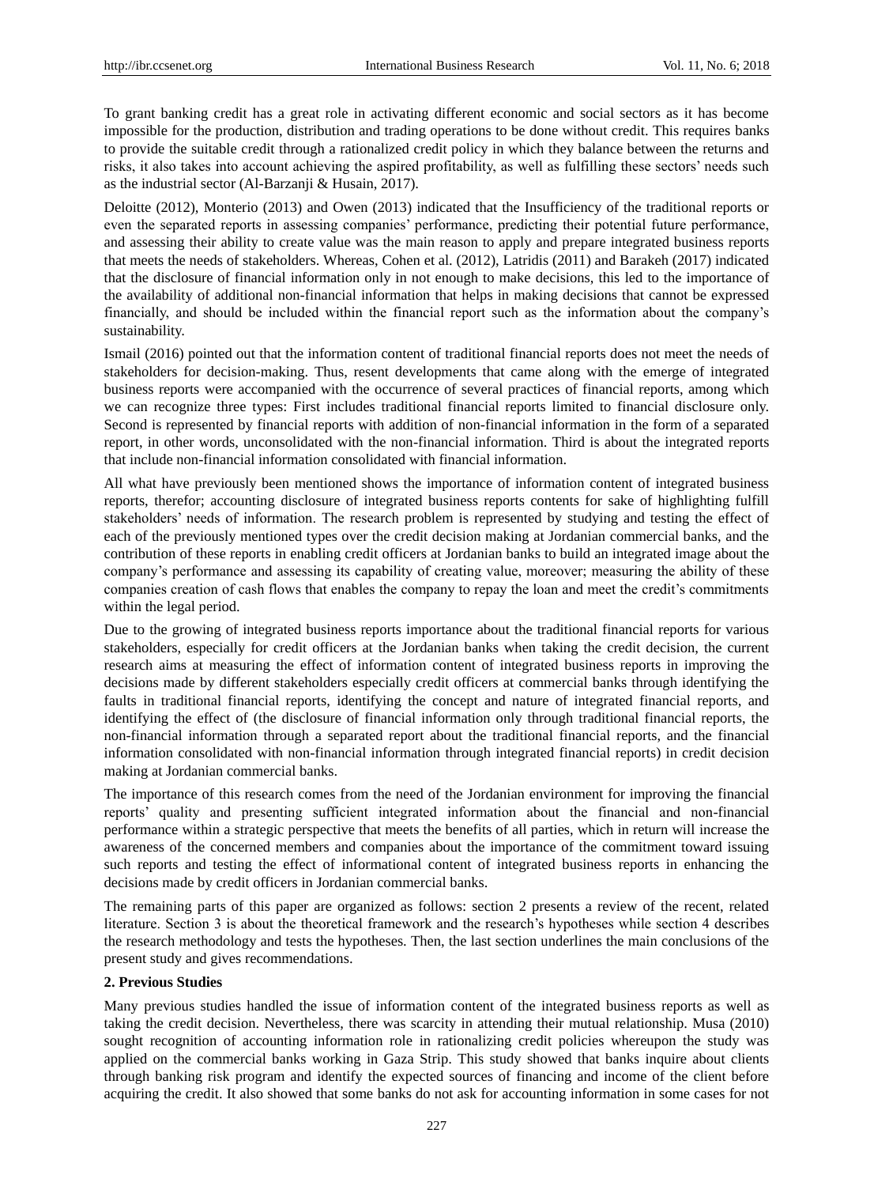To grant banking credit has a great role in activating different economic and social sectors as it has become impossible for the production, distribution and trading operations to be done without credit. This requires banks to provide the suitable credit through a rationalized credit policy in which they balance between the returns and risks, it also takes into account achieving the aspired profitability, as well as fulfilling these sectors' needs such as the industrial sector (Al-Barzanji & Husain, 2017).

Deloitte (2012), Monterio (2013) and Owen (2013) indicated that the Insufficiency of the traditional reports or even the separated reports in assessing companies' performance, predicting their potential future performance, and assessing their ability to create value was the main reason to apply and prepare integrated business reports that meets the needs of stakeholders. Whereas, Cohen et al. (2012), Latridis (2011) and Barakeh (2017) indicated that the disclosure of financial information only in not enough to make decisions, this led to the importance of the availability of additional non-financial information that helps in making decisions that cannot be expressed financially, and should be included within the financial report such as the information about the company's sustainability.

Ismail (2016) pointed out that the information content of traditional financial reports does not meet the needs of stakeholders for decision-making. Thus, resent developments that came along with the emerge of integrated business reports were accompanied with the occurrence of several practices of financial reports, among which we can recognize three types: First includes traditional financial reports limited to financial disclosure only. Second is represented by financial reports with addition of non-financial information in the form of a separated report, in other words, unconsolidated with the non-financial information. Third is about the integrated reports that include non-financial information consolidated with financial information.

All what have previously been mentioned shows the importance of information content of integrated business reports, therefor; accounting disclosure of integrated business reports contents for sake of highlighting fulfill stakeholders' needs of information. The research problem is represented by studying and testing the effect of each of the previously mentioned types over the credit decision making at Jordanian commercial banks, and the contribution of these reports in enabling credit officers at Jordanian banks to build an integrated image about the company's performance and assessing its capability of creating value, moreover; measuring the ability of these companies creation of cash flows that enables the company to repay the loan and meet the credit's commitments within the legal period.

Due to the growing of integrated business reports importance about the traditional financial reports for various stakeholders, especially for credit officers at the Jordanian banks when taking the credit decision, the current research aims at measuring the effect of information content of integrated business reports in improving the decisions made by different stakeholders especially credit officers at commercial banks through identifying the faults in traditional financial reports, identifying the concept and nature of integrated financial reports, and identifying the effect of (the disclosure of financial information only through traditional financial reports, the non-financial information through a separated report about the traditional financial reports, and the financial information consolidated with non-financial information through integrated financial reports) in credit decision making at Jordanian commercial banks.

The importance of this research comes from the need of the Jordanian environment for improving the financial reports' quality and presenting sufficient integrated information about the financial and non-financial performance within a strategic perspective that meets the benefits of all parties, which in return will increase the awareness of the concerned members and companies about the importance of the commitment toward issuing such reports and testing the effect of informational content of integrated business reports in enhancing the decisions made by credit officers in Jordanian commercial banks.

The remaining parts of this paper are organized as follows: section 2 presents a review of the recent, related literature. Section 3 is about the theoretical framework and the research's hypotheses while section 4 describes the research methodology and tests the hypotheses. Then, the last section underlines the main conclusions of the present study and gives recommendations.

## 2. Previous Studies

Many previous studies handled the issue of information content of the integrated business reports as well as taking the credit decision. Nevertheless, there was scarcity in attending their mutual relationship. Musa (2010) sought recognition of accounting information role in rationalizing credit policies whereupon the study was applied on the commercial banks working in Gaza Strip. This study showed that banks inquire about clients through banking risk program and identify the expected sources of financing and income of the client before acquiring the credit. It also showed that some banks do not ask for accounting information in some cases for not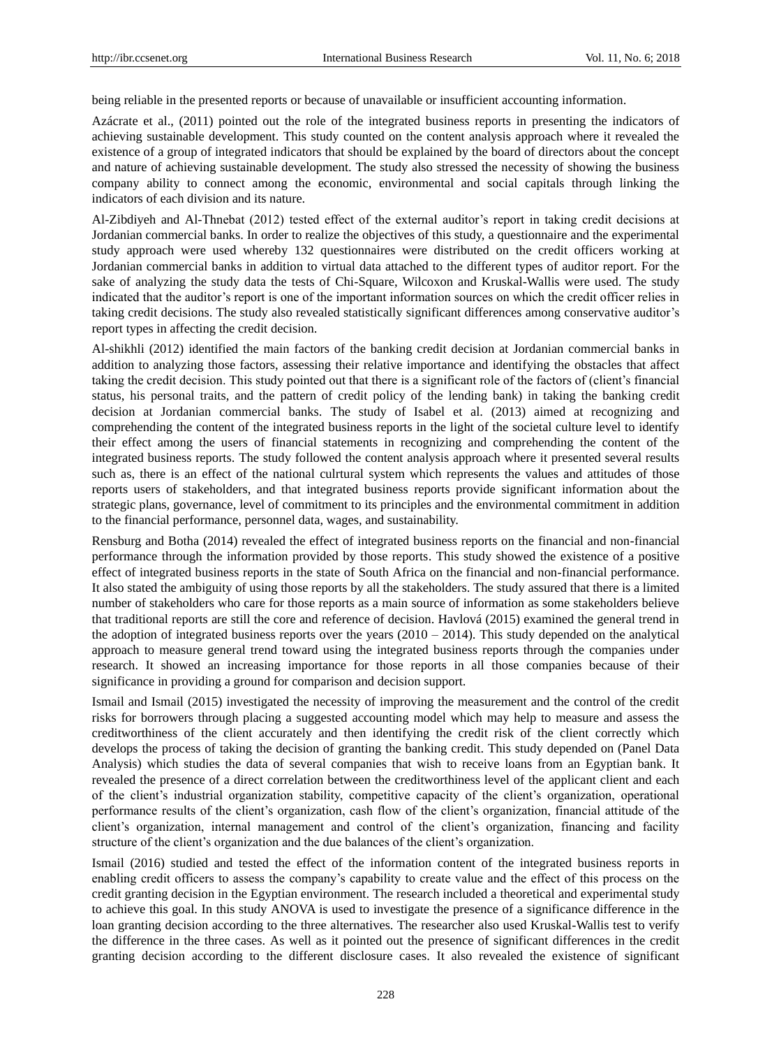being reliable in the presented reports or because of unavailable or insufficient accounting information.

Azácrate et al., (2011) pointed out the role of the integrated business reports in presenting the indicators of achieving sustainable development. This study counted on the content analysis approach where it revealed the existence of a group of integrated indicators that should be explained by the board of directors about the concept and nature of achieving sustainable development. The study also stressed the necessity of showing the business company ability to connect among the economic, environmental and social capitals through linking the indicators of each division and its nature.

Al-Zibdiyeh and Al-Thnebat (2012) tested effect of the external auditor's report in taking credit decisions at Jordanian commercial banks. In order to realize the objectives of this study, a questionnaire and the experimental study approach were used whereby 132 questionnaires were distributed on the credit officers working at Jordanian commercial banks in addition to virtual data attached to the different types of auditor report. For the sake of analyzing the study data the tests of Chi-Square, Wilcoxon and Kruskal-Wallis were used. The study indicated that the auditor's report is one of the important information sources on which the credit officer relies in taking credit decisions. The study also revealed statistically significant differences among conservative auditor's report types in affecting the credit decision.

Al-shikhli (2012) identified the main factors of the banking credit decision at Jordanian commercial banks in addition to analyzing those factors, assessing their relative importance and identifying the obstacles that affect taking the credit decision. This study pointed out that there is a significant role of the factors of (client's financial status, his personal traits, and the pattern of credit policy of the lending bank) in taking the banking credit decision at Jordanian commercial banks. The study of Isabel et al. (2013) aimed at recognizing and comprehending the content of the integrated business reports in the light of the societal culture level to identify their effect among the users of financial statements in recognizing and comprehending the content of the integrated business reports. The study followed the content analysis approach where it presented several results such as, there is an effect of the national culrtural system which represents the values and attitudes of those reports users of stakeholders, and that integrated business reports provide significant information about the strategic plans, governance, level of commitment to its principles and the environmental commitment in addition to the financial performance, personnel data, wages, and sustainability.

Rensburg and Botha (2014) revealed the effect of integrated business reports on the financial and non-financial performance through the information provided by those reports. This study showed the existence of a positive effect of integrated business reports in the state of South Africa on the financial and non-financial performance. It also stated the ambiguity of using those reports by all the stakeholders. The study assured that there is a limited number of stakeholders who care for those reports as a main source of information as some stakeholders believe that traditional reports are still the core and reference of decision. Havlová (2015) examined the general trend in the adoption of integrated business reports over the years (2010 – 2014). This study depended on the analytical approach to measure general trend toward using the integrated business reports through the companies under research. It showed an increasing importance for those reports in all those companies because of their significance in providing a ground for comparison and decision support.

Ismail and Ismail (2015) investigated the necessity of improving the measurement and the control of the credit risks for borrowers through placing a suggested accounting model which may help to measure and assess the creditworthiness of the client accurately and then identifying the credit risk of the client correctly which develops the process of taking the decision of granting the banking credit. This study depended on (Panel Data Analysis) which studies the data of several companies that wish to receive loans from an Egyptian bank. It revealed the presence of a direct correlation between the creditworthiness level of the applicant client and each of the client's industrial organization stability, competitive capacity of the client's organization, operational performance results of the client's organization, cash flow of the client's organization, financial attitude of the client's organization, internal management and control of the client's organization, financing and facility structure of the client's organization and the due balances of the client's organization.

Ismail (2016) studied and tested the effect of the information content of the integrated business reports in enabling credit officers to assess the company's capability to create value and the effect of this process on the credit granting decision in the Egyptian environment. The research included a theoretical and experimental study to achieve this goal. In this study ANOVA is used to investigate the presence of a significance difference in the loan granting decision according to the three alternatives. The researcher also used Kruskal-Wallis test to verify the difference in the three cases. As well as it pointed out the presence of significant differences in the credit granting decision according to the different disclosure cases. It also revealed the existence of significant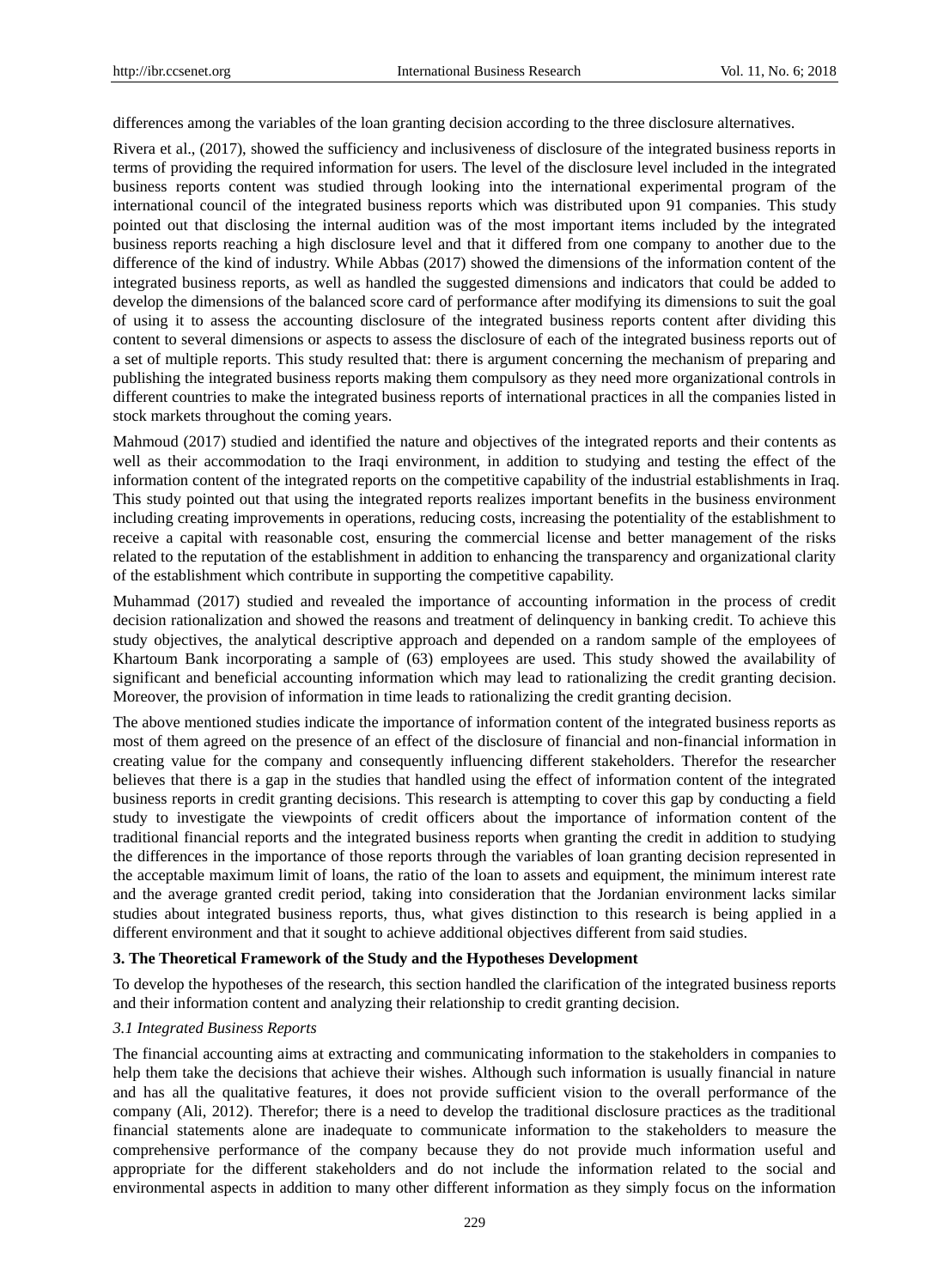differences among the variables of the loan granting decision according to the three disclosure alternatives.

Rivera et al., (2017), showed the sufficiency and inclusiveness of disclosure of the integrated business reports in terms of providing the required information for users. The level of the disclosure level included in the integrated business reports content was studied through looking into the international experimental program of the international council of the integrated business reports which was distributed upon 91 companies. This study pointed out that disclosing the internal audition was of the most important items included by the integrated business reports reaching a high disclosure level and that it differed from one company to another due to the difference of the kind of industry. While Abbas (2017) showed the dimensions of the information content of the integrated business reports, as well as handled the suggested dimensions and indicators that could be added to develop the dimensions of the balanced score card of performance after modifying its dimensions to suit the goal of using it to assess the accounting disclosure of the integrated business reports content after dividing this content to several dimensions or aspects to assess the disclosure of each of the integrated business reports out of a set of multiple reports. This study resulted that: there is argument concerning the mechanism of preparing and publishing the integrated business reports making them compulsory as they need more organizational controls in different countries to make the integrated business reports of international practices in all the companies listed in stock markets throughout the coming years.

Mahmoud (2017) studied and identified the nature and objectives of the integrated reports and their contents as well as their accommodation to the Iraqi environment, in addition to studying and testing the effect of the information content of the integrated reports on the competitive capability of the industrial establishments in Iraq. This study pointed out that using the integrated reports realizes important benefits in the business environment including creating improvements in operations, reducing costs, increasing the potentiality of the establishment to receive a capital with reasonable cost, ensuring the commercial license and better management of the risks related to the reputation of the establishment in addition to enhancing the transparency and organizational clarity of the establishment which contribute in supporting the competitive capability.

Muhammad (2017) studied and revealed the importance of accounting information in the process of credit decision rationalization and showed the reasons and treatment of delinquency in banking credit. To achieve this study objectives, the analytical descriptive approach and depended on a random sample of the employees of Khartoum Bank incorporating a sample of (63) employees are used. This study showed the availability of significant and beneficial accounting information which may lead to rationalizing the credit granting decision. Moreover, the provision of information in time leads to rationalizing the credit granting decision.

The above mentioned studies indicate the importance of information content of the integrated business reports as most of them agreed on the presence of an effect of the disclosure of financial and non-financial information in creating value for the company and consequently influencing different stakeholders. Therefor the researcher believes that there is a gap in the studies that handled using the effect of information content of the integrated business reports in credit granting decisions. This research is attempting to cover this gap by conducting a field study to investigate the viewpoints of credit officers about the importance of information content of the traditional financial reports and the integrated business reports when granting the credit in addition to studying the differences in the importance of those reports through the variables of loan granting decision represented in the acceptable maximum limit of loans, the ratio of the loan to assets and equipment, the minimum interest rate and the average granted credit period, taking into consideration that the Jordanian environment lacks similar studies about integrated business reports, thus, what gives distinction to this research is being applied in a different environment and that it sought to achieve additional objectives different from said studies.

## 3. The Theoretical Framework of the Study and the Hypotheses Development

To develop the hypotheses of the research, this section handled the clarification of the integrated business reports and their information content and analyzing their relationship to credit granting decision.

### *3.1 Integrated Business Reports*

The financial accounting aims at extracting and communicating information to the stakeholders in companies to help them take the decisions that achieve their wishes. Although such information is usually financial in nature and has all the qualitative features, it does not provide sufficient vision to the overall performance of the company (Ali, 2012). Therefor; there is a need to develop the traditional disclosure practices as the traditional financial statements alone are inadequate to communicate information to the stakeholders to measure the comprehensive performance of the company because they do not provide much information useful and appropriate for the different stakeholders and do not include the information related to the social and environmental aspects in addition to many other different information as they simply focus on the information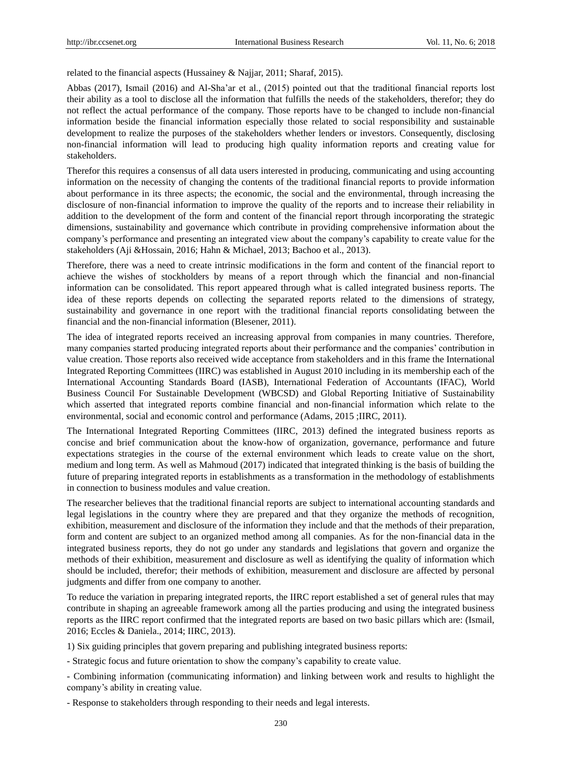related to the financial aspects (Hussainey & Najjar, 2011; Sharaf, 2015).

Abbas (2017), Ismail (2016) and Al-Sha'ar et al., (2015) pointed out that the traditional financial reports lost their ability as a tool to disclose all the information that fulfills the needs of the stakeholders, therefor; they do not reflect the actual performance of the company. Those reports have to be changed to include non-financial information beside the financial information especially those related to social responsibility and sustainable development to realize the purposes of the stakeholders whether lenders or investors. Consequently, disclosing non-financial information will lead to producing high quality information reports and creating value for stakeholders.

Therefor this requires a consensus of all data users interested in producing, communicating and using accounting information on the necessity of changing the contents of the traditional financial reports to provide information about performance in its three aspects; the economic, the social and the environmental, through increasing the disclosure of non-financial information to improve the quality of the reports and to increase their reliability in addition to the development of the form and content of the financial report through incorporating the strategic dimensions, sustainability and governance which contribute in providing comprehensive information about the company's performance and presenting an integrated view about the company's capability to create value for the stakeholders (Aji &Hossain, 2016; Hahn & Michael, 2013; Bachoo et al., 2013).

Therefore, there was a need to create intrinsic modifications in the form and content of the financial report to achieve the wishes of stockholders by means of a report through which the financial and non-financial information can be consolidated. This report appeared through what is called integrated business reports. The idea of these reports depends on collecting the separated reports related to the dimensions of strategy, sustainability and governance in one report with the traditional financial reports consolidating between the financial and the non-financial information (Blesener, 2011).

The idea of integrated reports received an increasing approval from companies in many countries. Therefore, many companies started producing integrated reports about their performance and the companies' contribution in value creation. Those reports also received wide acceptance from stakeholders and in this frame the International Integrated Reporting Committees (IIRC) was established in August 2010 including in its membership each of the International Accounting Standards Board (IASB), International Federation of Accountants (IFAC), World Business Council For Sustainable Development (WBCSD) and Global Reporting Initiative of Sustainability which asserted that integrated reports combine financial and non-financial information which relate to the environmental, social and economic control and performance (Adams, 2015 ;IIRC, 2011).

The International Integrated Reporting Committees (IIRC, 2013) defined the integrated business reports as concise and brief communication about the know-how of organization, governance, performance and future expectations strategies in the course of the external environment which leads to create value on the short, medium and long term. As well as Mahmoud (2017) indicated that integrated thinking is the basis of building the future of preparing integrated reports in establishments as a transformation in the methodology of establishments in connection to business modules and value creation.

The researcher believes that the traditional financial reports are subject to international accounting standards and legal legislations in the country where they are prepared and that they organize the methods of recognition, exhibition, measurement and disclosure of the information they include and that the methods of their preparation, form and content are subject to an organized method among all companies. As for the non-financial data in the integrated business reports, they do not go under any standards and legislations that govern and organize the methods of their exhibition, measurement and disclosure as well as identifying the quality of information which should be included, therefor; their methods of exhibition, measurement and disclosure are affected by personal judgments and differ from one company to another.

To reduce the variation in preparing integrated reports, the IIRC report established a set of general rules that may contribute in shaping an agreeable framework among all the parties producing and using the integrated business reports as the IIRC report confirmed that the integrated reports are based on two basic pillars which are: (Ismail, 2016; Eccles & Daniela., 2014; IIRC, 2013).

1) Six guiding principles that govern preparing and publishing integrated business reports:

- Strategic focus and future orientation to show the company's capability to create value.

- Combining information (communicating information) and linking between work and results to highlight the company's ability in creating value.

- Response to stakeholders through responding to their needs and legal interests.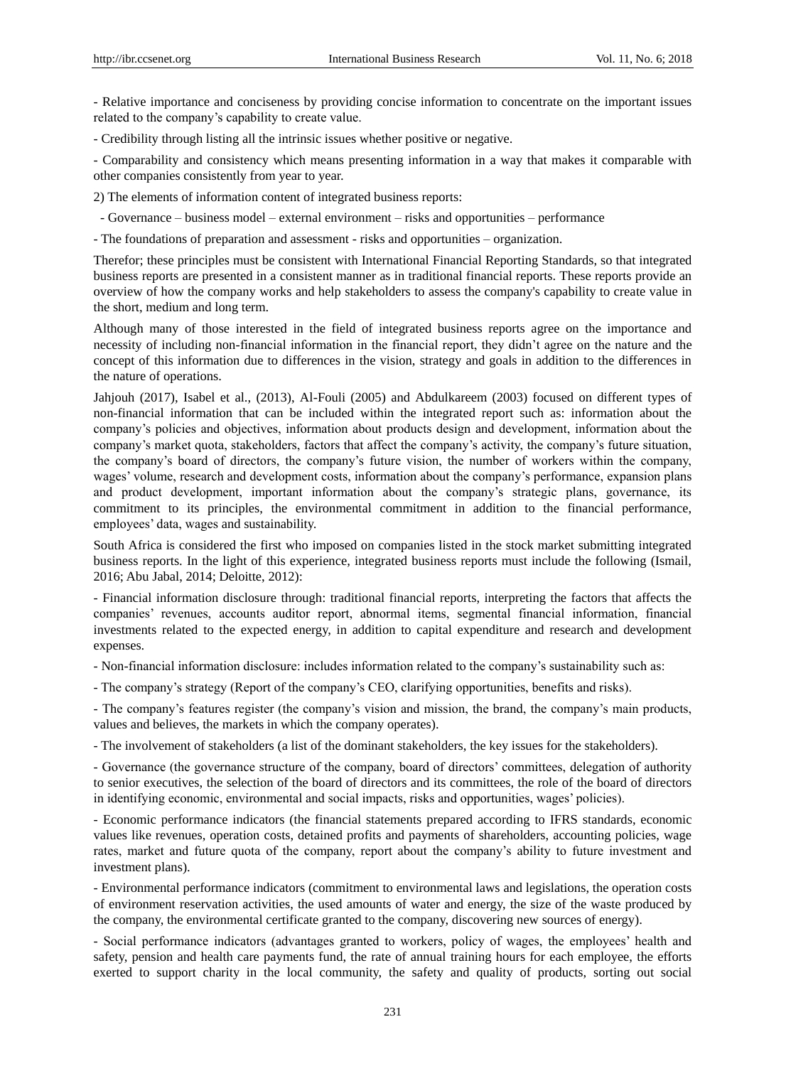- Relative importance and conciseness by providing concise information to concentrate on the important issues related to the company's capability to create value.

- Credibility through listing all the intrinsic issues whether positive or negative.

- Comparability and consistency which means presenting information in a way that makes it comparable with other companies consistently from year to year.

2) The elements of information content of integrated business reports:

- Governance – business model – external environment – risks and opportunities – performance

- The foundations of preparation and assessment - risks and opportunities – organization.

Therefor; these principles must be consistent with International Financial Reporting Standards, so that integrated business reports are presented in a consistent manner as in traditional financial reports. These reports provide an overview of how the company works and help stakeholders to assess the company's capability to create value in the short, medium and long term.

Although many of those interested in the field of integrated business reports agree on the importance and necessity of including non-financial information in the financial report, they didn't agree on the nature and the concept of this information due to differences in the vision, strategy and goals in addition to the differences in the nature of operations.

Jahjouh (2017), Isabel et al., (2013), Al-Fouli (2005) and Abdulkareem (2003) focused on different types of non-financial information that can be included within the integrated report such as: information about the company's policies and objectives, information about products design and development, information about the company's market quota, stakeholders, factors that affect the company's activity, the company's future situation, the company's board of directors, the company's future vision, the number of workers within the company, wages' volume, research and development costs, information about the company's performance, expansion plans and product development, important information about the company's strategic plans, governance, its commitment to its principles, the environmental commitment in addition to the financial performance, employees' data, wages and sustainability.

South Africa is considered the first who imposed on companies listed in the stock market submitting integrated business reports. In the light of this experience, integrated business reports must include the following (Ismail, 2016; Abu Jabal, 2014; Deloitte, 2012):

- Financial information disclosure through: traditional financial reports, interpreting the factors that affects the companies' revenues, accounts auditor report, abnormal items, segmental financial information, financial investments related to the expected energy, in addition to capital expenditure and research and development expenses.

- Non-financial information disclosure: includes information related to the company's sustainability such as:

- The company's strategy (Report of the company's CEO, clarifying opportunities, benefits and risks).

- The company's features register (the company's vision and mission, the brand, the company's main products, values and believes, the markets in which the company operates).

- The involvement of stakeholders (a list of the dominant stakeholders, the key issues for the stakeholders).

- Governance (the governance structure of the company, board of directors' committees, delegation of authority to senior executives, the selection of the board of directors and its committees, the role of the board of directors in identifying economic, environmental and social impacts, risks and opportunities, wages' policies).

- Economic performance indicators (the financial statements prepared according to IFRS standards, economic values like revenues, operation costs, detained profits and payments of shareholders, accounting policies, wage rates, market and future quota of the company, report about the company's ability to future investment and investment plans).

- Environmental performance indicators (commitment to environmental laws and legislations, the operation costs of environment reservation activities, the used amounts of water and energy, the size of the waste produced by the company, the environmental certificate granted to the company, discovering new sources of energy).

- Social performance indicators (advantages granted to workers, policy of wages, the employees' health and safety, pension and health care payments fund, the rate of annual training hours for each employee, the efforts exerted to support charity in the local community, the safety and quality of products, sorting out social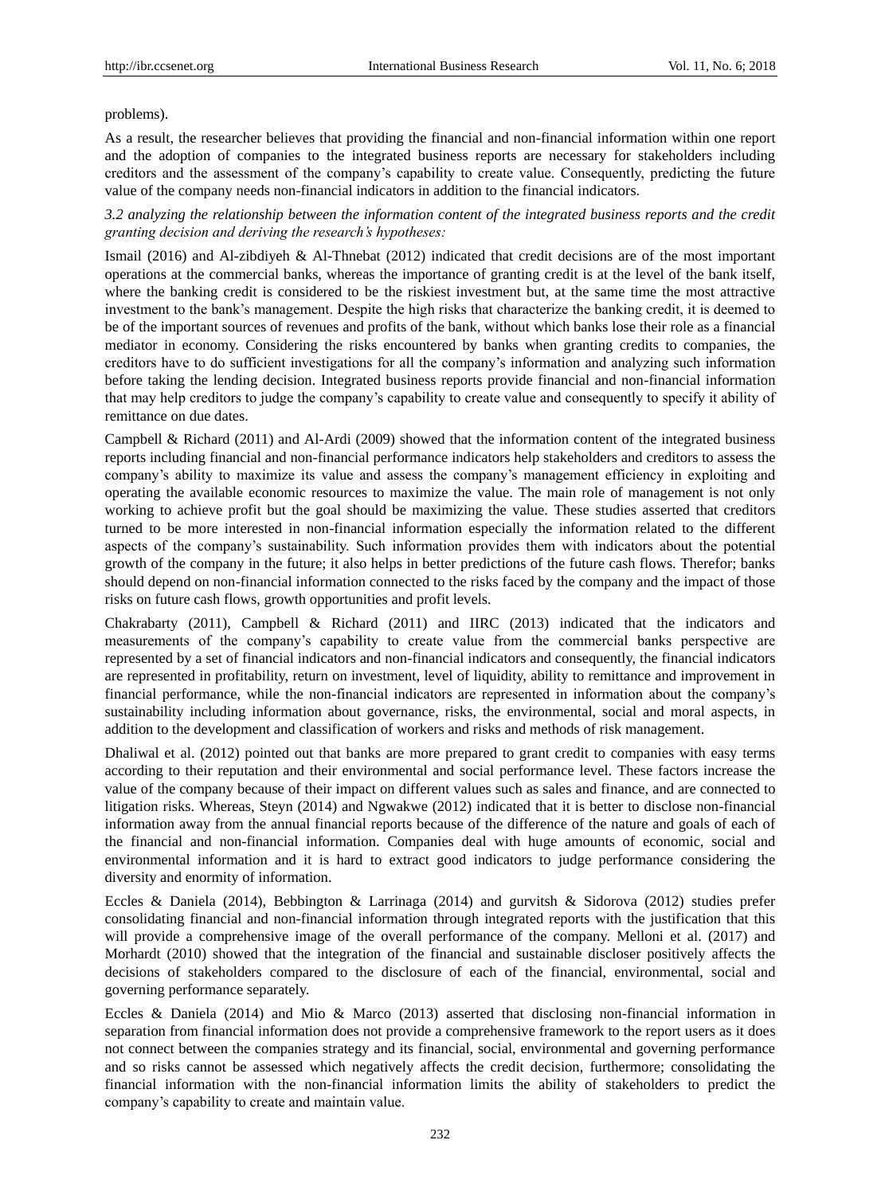problems).

As a result, the researcher believes that providing the financial and non-financial information within one report and the adoption of companies to the integrated business reports are necessary for stakeholders including creditors and the assessment of the company's capability to create value. Consequently, predicting the future value of the company needs non-financial indicators in addition to the financial indicators.

*3.2 analyzing the relationship between the information content of the integrated business reports and the credit granting decision and deriving the research's hypotheses:*

Ismail (2016) and Al-zibdiyeh & Al-Thnebat (2012) indicated that credit decisions are of the most important operations at the commercial banks, whereas the importance of granting credit is at the level of the bank itself, where the banking credit is considered to be the riskiest investment but, at the same time the most attractive investment to the bank's management. Despite the high risks that characterize the banking credit, it is deemed to be of the important sources of revenues and profits of the bank, without which banks lose their role as a financial mediator in economy. Considering the risks encountered by banks when granting credits to companies, the creditors have to do sufficient investigations for all the company's information and analyzing such information before taking the lending decision. Integrated business reports provide financial and non-financial information that may help creditors to judge the company's capability to create value and consequently to specify it ability of remittance on due dates.

Campbell & Richard (2011) and Al-Ardi (2009) showed that the information content of the integrated business reports including financial and non-financial performance indicators help stakeholders and creditors to assess the company's ability to maximize its value and assess the company's management efficiency in exploiting and operating the available economic resources to maximize the value. The main role of management is not only working to achieve profit but the goal should be maximizing the value. These studies asserted that creditors turned to be more interested in non-financial information especially the information related to the different aspects of the company's sustainability. Such information provides them with indicators about the potential growth of the company in the future; it also helps in better predictions of the future cash flows. Therefor; banks should depend on non-financial information connected to the risks faced by the company and the impact of those risks on future cash flows, growth opportunities and profit levels.

Chakrabarty (2011), Campbell & Richard (2011) and IIRC (2013) indicated that the indicators and measurements of the company's capability to create value from the commercial banks perspective are represented by a set of financial indicators and non-financial indicators and consequently, the financial indicators are represented in profitability, return on investment, level of liquidity, ability to remittance and improvement in financial performance, while the non-financial indicators are represented in information about the company's sustainability including information about governance, risks, the environmental, social and moral aspects, in addition to the development and classification of workers and risks and methods of risk management.

Dhaliwal et al. (2012) pointed out that banks are more prepared to grant credit to companies with easy terms according to their reputation and their environmental and social performance level. These factors increase the value of the company because of their impact on different values such as sales and finance, and are connected to litigation risks. Whereas, Steyn (2014) and Ngwakwe (2012) indicated that it is better to disclose non-financial information away from the annual financial reports because of the difference of the nature and goals of each of the financial and non-financial information. Companies deal with huge amounts of economic, social and environmental information and it is hard to extract good indicators to judge performance considering the diversity and enormity of information.

Eccles & Daniela (2014), Bebbington & Larrinaga (2014) and gurvitsh & Sidorova (2012) studies prefer consolidating financial and non-financial information through integrated reports with the justification that this will provide a comprehensive image of the overall performance of the company. Melloni et al. (2017) and Morhardt (2010) showed that the integration of the financial and sustainable discloser positively affects the decisions of stakeholders compared to the disclosure of each of the financial, environmental, social and governing performance separately.

Eccles & Daniela (2014) and Mio & Marco (2013) asserted that disclosing non-financial information in separation from financial information does not provide a comprehensive framework to the report users as it does not connect between the companies strategy and its financial, social, environmental and governing performance and so risks cannot be assessed which negatively affects the credit decision, furthermore; consolidating the financial information with the non-financial information limits the ability of stakeholders to predict the company's capability to create and maintain value.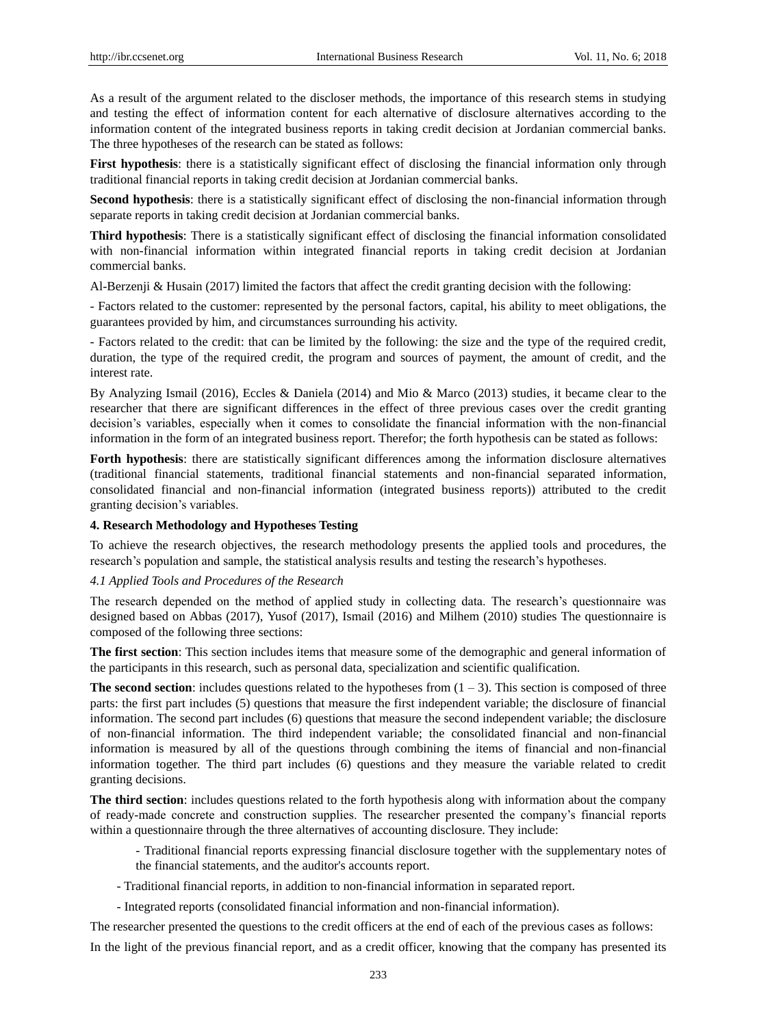As a result of the argument related to the discloser methods, the importance of this research stems in studying and testing the effect of information content for each alternative of disclosure alternatives according to the information content of the integrated business reports in taking credit decision at Jordanian commercial banks. The three hypotheses of the research can be stated as follows:

**First hypothesis**: there is a statistically significant effect of disclosing the financial information only through traditional financial reports in taking credit decision at Jordanian commercial banks.

**Second hypothesis**: there is a statistically significant effect of disclosing the non-financial information through separate reports in taking credit decision at Jordanian commercial banks.

**Third hypothesis**: There is a statistically significant effect of disclosing the financial information consolidated with non-financial information within integrated financial reports in taking credit decision at Jordanian commercial banks.

Al-Berzenji & Husain (2017) limited the factors that affect the credit granting decision with the following:

- Factors related to the customer: represented by the personal factors, capital, his ability to meet obligations, the guarantees provided by him, and circumstances surrounding his activity.

- Factors related to the credit: that can be limited by the following: the size and the type of the required credit, duration, the type of the required credit, the program and sources of payment, the amount of credit, and the interest rate.

By Analyzing Ismail (2016), Eccles & Daniela (2014) and Mio & Marco (2013) studies, it became clear to the researcher that there are significant differences in the effect of three previous cases over the credit granting decision's variables, especially when it comes to consolidate the financial information with the non-financial information in the form of an integrated business report. Therefor; the forth hypothesis can be stated as follows:

**Forth hypothesis**: there are statistically significant differences among the information disclosure alternatives (traditional financial statements, traditional financial statements and non-financial separated information, consolidated financial and non-financial information (integrated business reports)) attributed to the credit granting decision's variables.

### 4. Research Methodology and Hypotheses Testing

To achieve the research objectives, the research methodology presents the applied tools and procedures, the research's population and sample, the statistical analysis results and testing the research's hypotheses.

#### *4.1 Applied Tools and Procedures of the Research*

The research depended on the method of applied study in collecting data. The research's questionnaire was designed based on Abbas (2017), Yusof (2017), Ismail (2016) and Milhem (2010) studies The questionnaire is composed of the following three sections:

**The first section**: This section includes items that measure some of the demographic and general information of the participants in this research, such as personal data, specialization and scientific qualification.

**The second section**: includes questions related to the hypotheses from (1 – 3). This section is composed of three parts: the first part includes (5) questions that measure the first independent variable; the disclosure of financial information. The second part includes (6) questions that measure the second independent variable; the disclosure of non-financial information. The third independent variable; the consolidated financial and non-financial information is measured by all of the questions through combining the items of financial and non-financial information together. The third part includes (6) questions and they measure the variable related to credit granting decisions.

**The third section**: includes questions related to the forth hypothesis along with information about the company of ready-made concrete and construction supplies. The researcher presented the company's financial reports within a questionnaire through the three alternatives of accounting disclosure. They include:

- Traditional financial reports expressing financial disclosure together with the supplementary notes of the financial statements, and the auditor's accounts report.
- Traditional financial reports, in addition to non-financial information in separated report.
- Integrated reports (consolidated financial information and non-financial information).

The researcher presented the questions to the credit officers at the end of each of the previous cases as follows:

In the light of the previous financial report, and as a credit officer, knowing that the company has presented its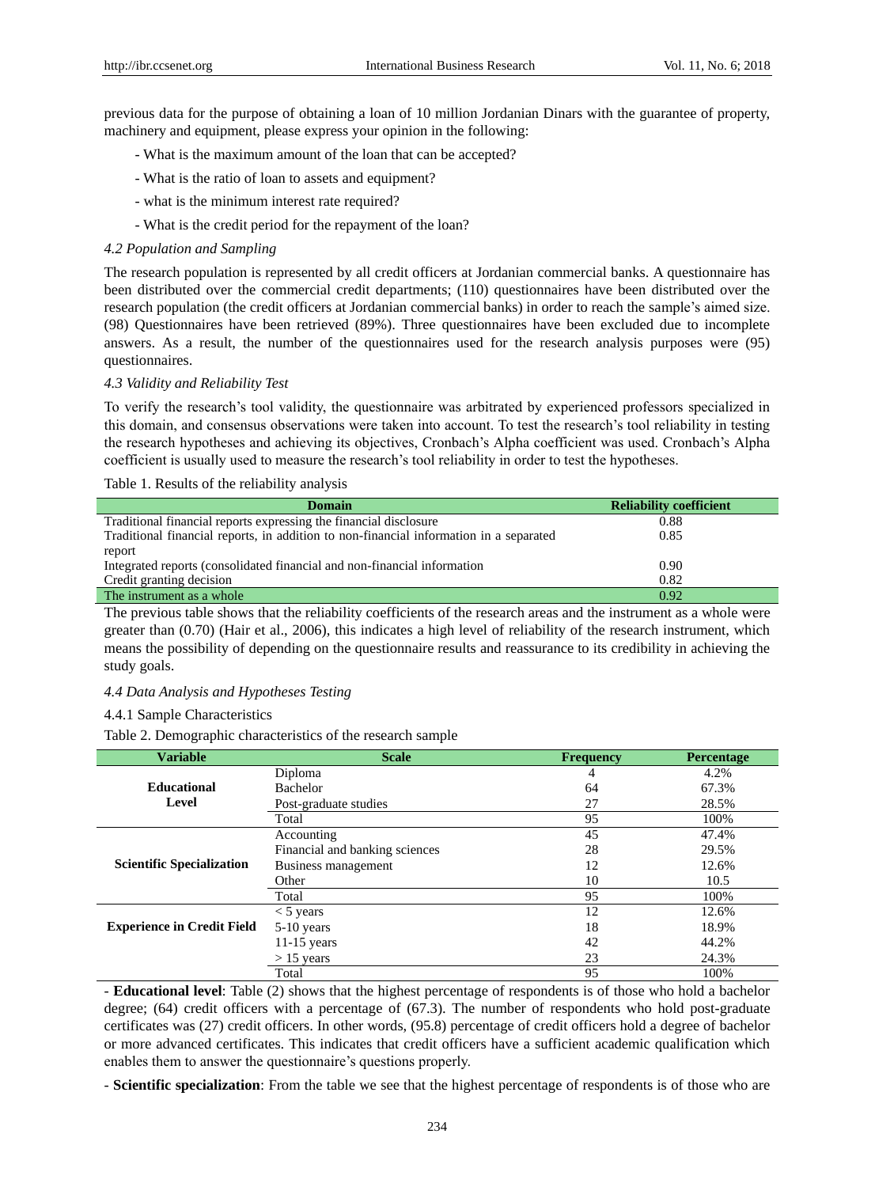previous data for the purpose of obtaining a loan of 10 million Jordanian Dinars with the guarantee of property, machinery and equipment, please express your opinion in the following:

- What is the maximum amount of the loan that can be accepted?
- What is the ratio of loan to assets and equipment?
- what is the minimum interest rate required?
- What is the credit period for the repayment of the loan?

### *4.2 Population and Sampling*

The research population is represented by all credit officers at Jordanian commercial banks. A questionnaire has been distributed over the commercial credit departments; (110) questionnaires have been distributed over the research population (the credit officers at Jordanian commercial banks) in order to reach the sample's aimed size. (98) Questionnaires have been retrieved (89%). Three questionnaires have been excluded due to incomplete answers. As a result, the number of the questionnaires used for the research analysis purposes were (95) questionnaires.

### *4.3 Validity and Reliability Test*

To verify the research's tool validity, the questionnaire was arbitrated by experienced professors specialized in this domain, and consensus observations were taken into account. To test the research's tool reliability in testing the research hypotheses and achieving its objectives, Cronbach's Alpha coefficient was used. Cronbach's Alpha coefficient is usually used to measure the research's tool reliability in order to test the hypotheses.

Table 1. Results of the reliability analysis

| Domain | Reliability coefficient |
|---|---|
| Traditional financial reports expressing the financial disclosure | 0.88 |
| Traditional financial reports, in addition to non-financial information in a separated report | 0.85 |
| Integrated reports (consolidated financial and non-financial information | 0.90 |
| Credit granting decision | 0.82 |
| The instrument as a whole | 0.92 |

The previous table shows that the reliability coefficients of the research areas and the instrument as a whole were greater than (0.70) (Hair et al., 2006), this indicates a high level of reliability of the research instrument, which means the possibility of depending on the questionnaire results and reassurance to its credibility in achieving the study goals.

### *4.4 Data Analysis and Hypotheses Testing*

#### 4.4.1 Sample Characteristics

Table 2. Demographic characteristics of the research sample

| Variable | Scale | Frequency | Percentage |
|---|---|---|---|
| **Educational Level** | Diploma | 4 | 4.2% |
| | Bachelor | 64 | 67.3% |
| | Post-graduate studies | 27 | 28.5% |
| | Total | 95 | 100% |
| **Scientific Specialization** | Accounting | 45 | 47.4% |
| | Financial and banking sciences | 28 | 29.5% |
| | Business management | 12 | 12.6% |
| | Other | 10 | 10.5 |
| | Total | 95 | 100% |
| **Experience in Credit Field** | < 5 years | 12 | 12.6% |
| | 5-10 years | 18 | 18.9% |
| | 11-15 years | 42 | 44.2% |
| | > 15 years | 23 | 24.3% |
| | Total | 95 | 100% |

- **Educational level**: Table (2) shows that the highest percentage of respondents is of those who hold a bachelor degree; (64) credit officers with a percentage of (67.3). The number of respondents who hold post-graduate certificates was (27) credit officers. In other words, (95.8) percentage of credit officers hold a degree of bachelor or more advanced certificates. This indicates that credit officers have a sufficient academic qualification which enables them to answer the questionnaire's questions properly.

- **Scientific specialization**: From the table we see that the highest percentage of respondents is of those who are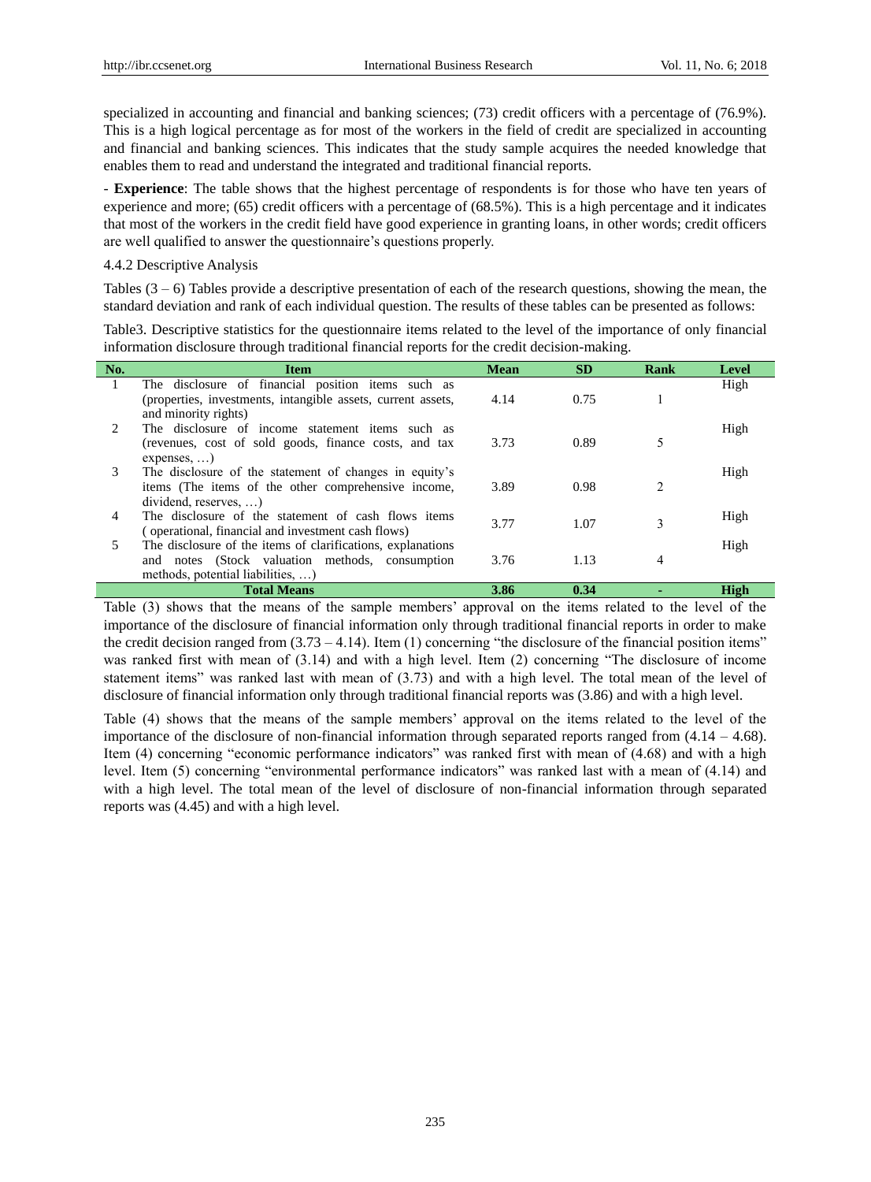specialized in accounting and financial and banking sciences; (73) credit officers with a percentage of (76.9%). This is a high logical percentage as for most of the workers in the field of credit are specialized in accounting and financial and banking sciences. This indicates that the study sample acquires the needed knowledge that enables them to read and understand the integrated and traditional financial reports.

- **Experience**: The table shows that the highest percentage of respondents is for those who have ten years of experience and more; (65) credit officers with a percentage of (68.5%). This is a high percentage and it indicates that most of the workers in the credit field have good experience in granting loans, in other words; credit officers are well qualified to answer the questionnaire's questions properly.

### 4.4.2 Descriptive Analysis

Tables (3 – 6) Tables provide a descriptive presentation of each of the research questions, showing the mean, the standard deviation and rank of each individual question. The results of these tables can be presented as follows:

Table3. Descriptive statistics for the questionnaire items related to the level of the importance of only financial information disclosure through traditional financial reports for the credit decision-making.

| No. | Item | Mean | SD | Rank | Level |
|---|---|---|---|---|---|
| 1 | The disclosure of financial position items such as (properties, investments, intangible assets, current assets, and minority rights) | 4.14 | 0.75 | 1 | High |
| 2 | The disclosure of income statement items such as (revenues, cost of sold goods, finance costs, and tax expenses, …) | 3.73 | 0.89 | 5 | High |
| 3 | The disclosure of the statement of changes in equity's items (The items of the other comprehensive income, dividend, reserves, …) | 3.89 | 0.98 | 2 | High |
| 4 | The disclosure of the statement of cash flows items ( operational, financial and investment cash flows) | 3.77 | 1.07 | 3 | High |
| 5 | The disclosure of the items of clarifications, explanations and notes (Stock valuation methods, consumption methods, potential liabilities, …) | 3.76 | 1.13 | 4 | High |
| | **Total Means** | **3.86** | **0.34** | **-** | **High** |

Table (3) shows that the means of the sample members' approval on the items related to the level of the importance of the disclosure of financial information only through traditional financial reports in order to make the credit decision ranged from (3.73 – 4.14). Item (1) concerning "the disclosure of the financial position items" was ranked first with mean of (3.14) and with a high level. Item (2) concerning "The disclosure of income statement items" was ranked last with mean of (3.73) and with a high level. The total mean of the level of disclosure of financial information only through traditional financial reports was (3.86) and with a high level.

Table (4) shows that the means of the sample members' approval on the items related to the level of the importance of the disclosure of non-financial information through separated reports ranged from (4.14 – 4.68). Item (4) concerning "economic performance indicators" was ranked first with mean of (4.68) and with a high level. Item (5) concerning "environmental performance indicators" was ranked last with a mean of (4.14) and with a high level. The total mean of the level of disclosure of non-financial information through separated reports was (4.45) and with a high level.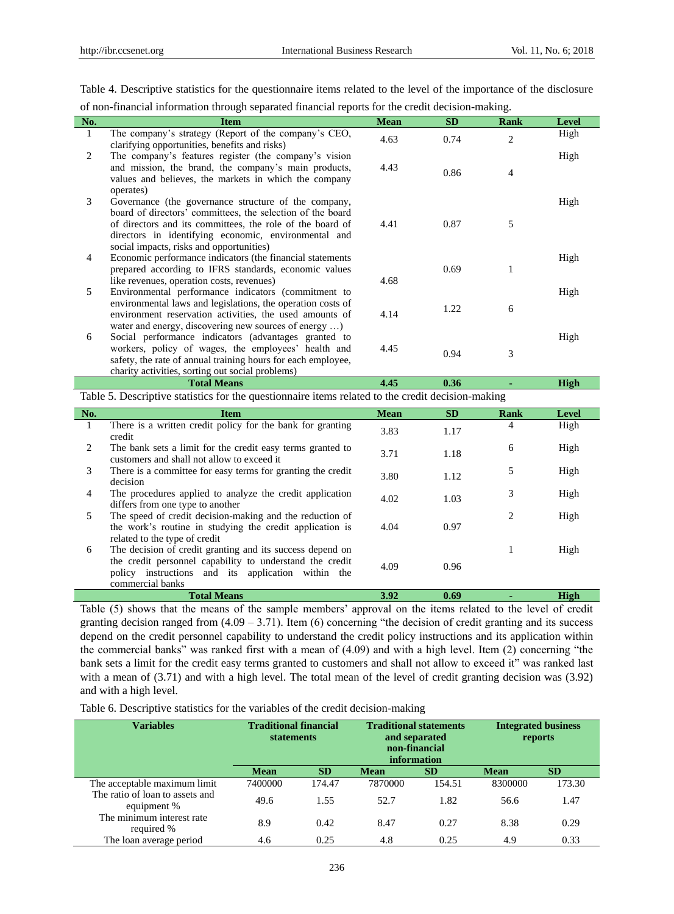Table 4. Descriptive statistics for the questionnaire items related to the level of the importance of the disclosure of non-financial information through separated financial reports for the credit decision-making.

| No. | Item | Mean | SD | Rank | Level |
|---|---|---|---|---|---|
| 1 | The company's strategy (Report of the company's CEO, clarifying opportunities, benefits and risks) | 4.63 | 0.74 | 2 | High |
| 2 | The company's features register (the company's vision and mission, the brand, the company's main products, values and believes, the markets in which the company operates) | 4.43 | 0.86 | 4 | High |
| 3 | Governance (the governance structure of the company, board of directors' committees, the selection of the board of directors and its committees, the role of the board of directors in identifying economic, environmental and social impacts, risks and opportunities) | 4.41 | 0.87 | 5 | High |
| 4 | Economic performance indicators (the financial statements prepared according to IFRS standards, economic values like revenues, operation costs, revenues) | 4.68 | 0.69 | 1 | High |
| 5 | Environmental performance indicators (commitment to environmental laws and legislations, the operation costs of environment reservation activities, the used amounts of water and energy, discovering new sources of energy …) | 4.14 | 1.22 | 6 | High |
| 6 | Social performance indicators (advantages granted to workers, policy of wages, the employees' health and safety, the rate of annual training hours for each employee, charity activities, sorting out social problems) | 4.45 | 0.94 | 3 | High |
| | **Total Means** | **4.45** | **0.36** | **-** | **High** |

Table 5. Descriptive statistics for the questionnaire items related to the credit decision-making

| No. | Item | Mean | SD | Rank | Level |
|---|---|---|---|---|---|
| 1 | There is a written credit policy for the bank for granting credit | 3.83 | 1.17 | 4 | High |
| 2 | The bank sets a limit for the credit easy terms granted to customers and shall not allow to exceed it | 3.71 | 1.18 | 6 | High |
| 3 | There is a committee for easy terms for granting the credit decision | 3.80 | 1.12 | 5 | High |
| 4 | The procedures applied to analyze the credit application differs from one type to another | 4.02 | 1.03 | 3 | High |
| 5 | The speed of credit decision-making and the reduction of the work's routine in studying the credit application is related to the type of credit | 4.04 | 0.97 | 2 | High |
| 6 | The decision of credit granting and its success depend on the credit personnel capability to understand the credit policy instructions and its application within the commercial banks | 4.09 | 0.96 | 1 | High |
| | **Total Means** | **3.92** | **0.69** | **-** | **High** |

Table (5) shows that the means of the sample members' approval on the items related to the level of credit granting decision ranged from (4.09 – 3.71). Item (6) concerning "the decision of credit granting and its success depend on the credit personnel capability to understand the credit policy instructions and its application within the commercial banks" was ranked first with a mean of (4.09) and with a high level. Item (2) concerning "the bank sets a limit for the credit easy terms granted to customers and shall not allow to exceed it" was ranked last with a mean of (3.71) and with a high level. The total mean of the level of credit granting decision was (3.92) and with a high level.

Table 6. Descriptive statistics for the variables of the credit decision-making

| Variables | Traditional financial statements | | Traditional statements and separated non-financial information | | Integrated business reports | |
|---|---|---|---|---|---|---|
| | Mean | SD | Mean | SD | Mean | SD |
| The acceptable maximum limit | 7400000 | 174.47 | 7870000 | 154.51 | 8300000 | 173.30 |
| The ratio of loan to assets and equipment % | 49.6 | 1.55 | 52.7 | 1.82 | 56.6 | 1.47 |
| The minimum interest rate required % | 8.9 | 0.42 | 8.47 | 0.27 | 8.38 | 0.29 |
| The loan average period | 4.6 | 0.25 | 4.8 | 0.25 | 4.9 | 0.33 |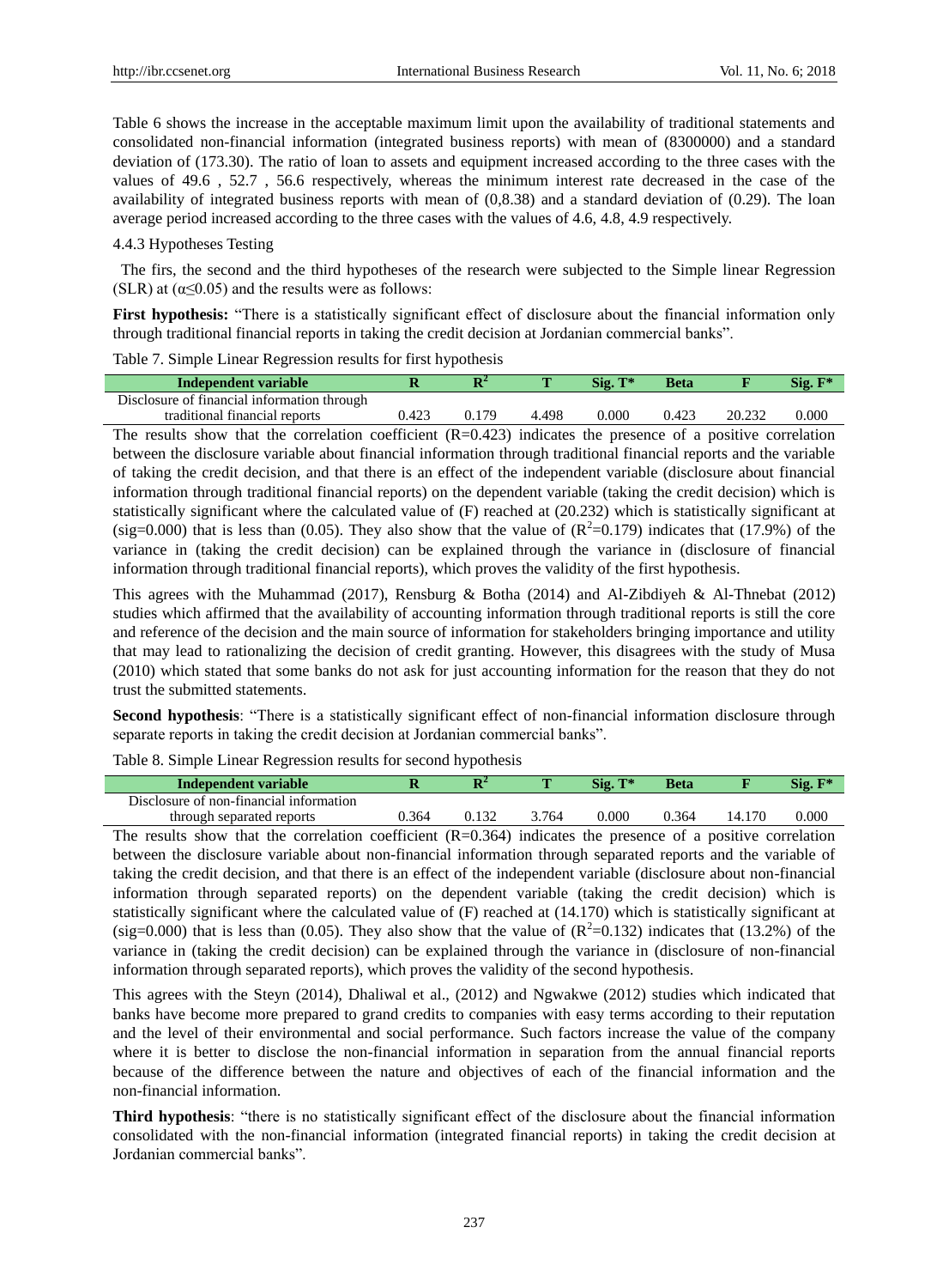Table 6 shows the increase in the acceptable maximum limit upon the availability of traditional statements and consolidated non-financial information (integrated business reports) with mean of (8300000) and a standard deviation of (173.30). The ratio of loan to assets and equipment increased according to the three cases with the values of 49.6 , 52.7 , 56.6 respectively, whereas the minimum interest rate decreased in the case of the availability of integrated business reports with mean of (0,8.38) and a standard deviation of (0.29). The loan average period increased according to the three cases with the values of 4.6, 4.8, 4.9 respectively.

#### 4.4.3 Hypotheses Testing

The firs, the second and the third hypotheses of the research were subjected to the Simple linear Regression (SLR) at ($\alpha \leq 0.05$) and the results were as follows:

**First hypothesis:** "There is a statistically significant effect of disclosure about the financial information only through traditional financial reports in taking the credit decision at Jordanian commercial banks".

Table 7. Simple Linear Regression results for first hypothesis

| Independent variable | R | $R^2$ | T | Sig. T* | Beta | F | Sig. F* |
|---|---|---|---|---|---|---|---|
| Disclosure of financial information through traditional financial reports | 0.423 | 0.179 | 4.498 | 0.000 | 0.423 | 20.232 | 0.000 |

The results show that the correlation coefficient (R=0.423) indicates the presence of a positive correlation between the disclosure variable about financial information through traditional financial reports and the variable of taking the credit decision, and that there is an effect of the independent variable (disclosure about financial information through traditional financial reports) on the dependent variable (taking the credit decision) which is statistically significant where the calculated value of (F) reached at (20.232) which is statistically significant at (sig=0.000) that is less than (0.05). They also show that the value of ($R^2$=0.179) indicates that (17.9%) of the variance in (taking the credit decision) can be explained through the variance in (disclosure of financial information through traditional financial reports), which proves the validity of the first hypothesis.

This agrees with the Muhammad (2017), Rensburg & Botha (2014) and Al-Zibdiyeh & Al-Thnebat (2012) studies which affirmed that the availability of accounting information through traditional reports is still the core and reference of the decision and the main source of information for stakeholders bringing importance and utility that may lead to rationalizing the decision of credit granting. However, this disagrees with the study of Musa (2010) which stated that some banks do not ask for just accounting information for the reason that they do not trust the submitted statements.

**Second hypothesis**: "There is a statistically significant effect of non-financial information disclosure through separate reports in taking the credit decision at Jordanian commercial banks".

Table 8. Simple Linear Regression results for second hypothesis

| Independent variable | R | $R^2$ | T | Sig. T* | Beta | F | Sig. F* |
|---|---|---|---|---|---|---|---|
| Disclosure of non-financial information through separated reports | 0.364 | 0.132 | 3.764 | 0.000 | 0.364 | 14.170 | 0.000 |

The results show that the correlation coefficient (R=0.364) indicates the presence of a positive correlation between the disclosure variable about non-financial information through separated reports and the variable of taking the credit decision, and that there is an effect of the independent variable (disclosure about non-financial information through separated reports) on the dependent variable (taking the credit decision) which is statistically significant where the calculated value of (F) reached at (14.170) which is statistically significant at (sig=0.000) that is less than (0.05). They also show that the value of ($R^2$=0.132) indicates that (13.2%) of the variance in (taking the credit decision) can be explained through the variance in (disclosure of non-financial information through separated reports), which proves the validity of the second hypothesis.

This agrees with the Steyn (2014), Dhaliwal et al., (2012) and Ngwakwe (2012) studies which indicated that banks have become more prepared to grand credits to companies with easy terms according to their reputation and the level of their environmental and social performance. Such factors increase the value of the company where it is better to disclose the non-financial information in separation from the annual financial reports because of the difference between the nature and objectives of each of the financial information and the non-financial information.

**Third hypothesis**: "there is no statistically significant effect of the disclosure about the financial information consolidated with the non-financial information (integrated financial reports) in taking the credit decision at Jordanian commercial banks".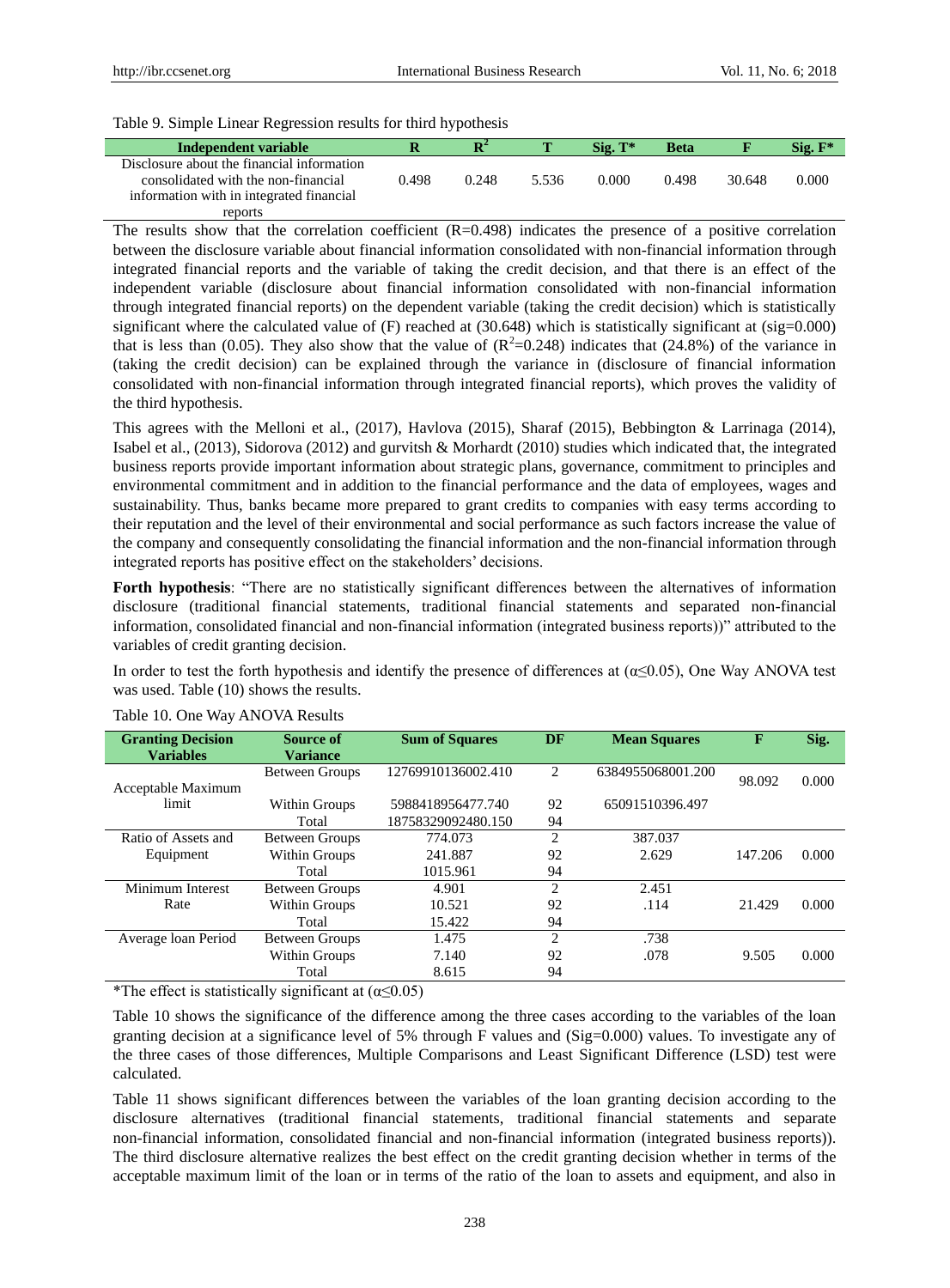Table 9. Simple Linear Regression results for third hypothesis

| Independent variable | R | $R^2$ | T | Sig. T* | Beta | F | Sig. F* |
|---|---|---|---|---|---|---|---|
| Disclosure about the financial information consolidated with the non-financial information with in integrated financial reports | 0.498 | 0.248 | 5.536 | 0.000 | 0.498 | 30.648 | 0.000 |

The results show that the correlation coefficient (R=0.498) indicates the presence of a positive correlation between the disclosure variable about financial information consolidated with non-financial information through integrated financial reports and the variable of taking the credit decision, and that there is an effect of the independent variable (disclosure about financial information consolidated with non-financial information through integrated financial reports) on the dependent variable (taking the credit decision) which is statistically significant where the calculated value of (F) reached at (30.648) which is statistically significant at (sig=0.000) that is less than (0.05). They also show that the value of ($R^2$=0.248) indicates that (24.8%) of the variance in (taking the credit decision) can be explained through the variance in (disclosure of financial information consolidated with non-financial information through integrated financial reports), which proves the validity of the third hypothesis.

This agrees with the Melloni et al., (2017), Havlova (2015), Sharaf (2015), Bebbington & Larrinaga (2014), Isabel et al., (2013), Sidorova (2012) and gurvitsh & Morhardt (2010) studies which indicated that, the integrated business reports provide important information about strategic plans, governance, commitment to principles and environmental commitment and in addition to the financial performance and the data of employees, wages and sustainability. Thus, banks became more prepared to grant credits to companies with easy terms according to their reputation and the level of their environmental and social performance as such factors increase the value of the company and consequently consolidating the financial information and the non-financial information through integrated reports has positive effect on the stakeholders' decisions.

**Forth hypothesis**: "There are no statistically significant differences between the alternatives of information disclosure (traditional financial statements, traditional financial statements and separated non-financial information, consolidated financial and non-financial information (integrated business reports))" attributed to the variables of credit granting decision.

In order to test the forth hypothesis and identify the presence of differences at ($\alpha \leq 0.05$), One Way ANOVA test was used. Table (10) shows the results.

Table 10. One Way ANOVA Results

| Granting Decision Variables | Source of Variance | Sum of Squares | DF | Mean Squares | F | Sig. |
|---|---|---|---|---|---|---|
| Acceptable Maximum limit | Between Groups | 12769910136002.410 | 2 | 6384955068001.200 | 98.092 | 0.000 |
| | Within Groups | 5988418956477.740 | 92 | 65091510396.497 | | |
| | Total | 18758329092480.150 | 94 | | | |
| Ratio of Assets and Equipment | Between Groups | 774.073 | 2 | 387.037 | 147.206 | 0.000 |
| | Within Groups | 241.887 | 92 | 2.629 | | |
| | Total | 1015.961 | 94 | | | |
| Minimum Interest Rate | Between Groups | 4.901 | 2 | 2.451 | 21.429 | 0.000 |
| | Within Groups | 10.521 | 92 | .114 | | |
| | Total | 15.422 | 94 | | | |
| Average loan Period | Between Groups | 1.475 | 2 | .738 | 9.505 | 0.000 |
| | Within Groups | 7.140 | 92 | .078 | | |
| | Total | 8.615 | 94 | | | |

*The effect is statistically significant at ($\alpha \leq 0.05$)

Table 10 shows the significance of the difference among the three cases according to the variables of the loan granting decision at a significance level of 5% through F values and (Sig=0.000) values. To investigate any of the three cases of those differences, Multiple Comparisons and Least Significant Difference (LSD) test were calculated.

Table 11 shows significant differences between the variables of the loan granting decision according to the disclosure alternatives (traditional financial statements, traditional financial statements and separate non-financial information, consolidated financial and non-financial information (integrated business reports)). The third disclosure alternative realizes the best effect on the credit granting decision whether in terms of the acceptable maximum limit of the loan or in terms of the ratio of the loan to assets and equipment, and also in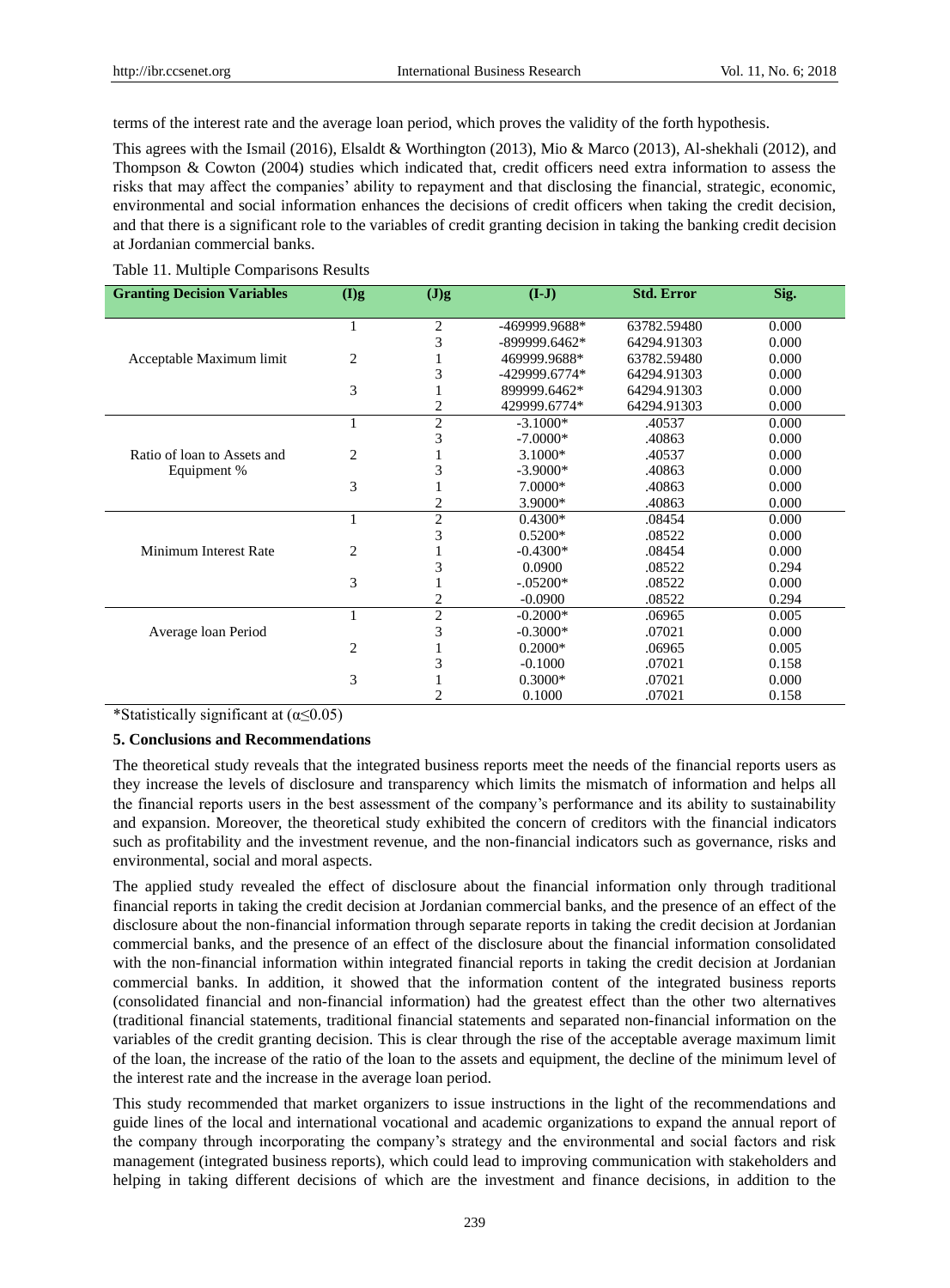terms of the interest rate and the average loan period, which proves the validity of the forth hypothesis.

This agrees with the Ismail (2016), Elsaldt & Worthington (2013), Mio & Marco (2013), Al-shekhali (2012), and Thompson & Cowton (2004) studies which indicated that, credit officers need extra information to assess the risks that may affect the companies' ability to repayment and that disclosing the financial, strategic, economic, environmental and social information enhances the decisions of credit officers when taking the credit decision, and that there is a significant role to the variables of credit granting decision in taking the banking credit decision at Jordanian commercial banks.

Table 11. Multiple Comparisons Results

| Granting Decision Variables | (I)g | (J)g | (I-J) | Std. Error | Sig. |
|---|---|---|---|---|---|
| Acceptable Maximum limit | 1 | 2 | -469999.9688* | 63782.59480 | 0.000 |
| | | 3 | -899999.6462* | 64294.91303 | 0.000 |
| | 2 | 1 | 469999.9688* | 63782.59480 | 0.000 |
| | | 3 | -429999.6774* | 64294.91303 | 0.000 |
| | 3 | 1 | 899999.6462* | 64294.91303 | 0.000 |
| | | 2 | 429999.6774* | 64294.91303 | 0.000 |
| Ratio of loan to Assets and Equipment % | 1 | 2 | -3.1000* | .40537 | 0.000 |
| | | 3 | -7.0000* | .40863 | 0.000 |
| | 2 | 1 | 3.1000* | .40537 | 0.000 |
| | | 3 | -3.9000* | .40863 | 0.000 |
| | 3 | 1 | 7.0000* | .40863 | 0.000 |
| | | 2 | 3.9000* | .40863 | 0.000 |
| Minimum Interest Rate | 1 | 2 | 0.4300* | .08454 | 0.000 |
| | | 3 | 0.5200* | .08522 | 0.000 |
| | 2 | 1 | -0.4300* | .08454 | 0.000 |
| | | 3 | 0.0900 | .08522 | 0.294 |
| | 3 | 1 | -.05200* | .08522 | 0.000 |
| | | 2 | -0.0900 | .08522 | 0.294 |
| Average loan Period | 1 | 2 | -0.2000* | .06965 | 0.005 |
| | | 3 | -0.3000* | .07021 | 0.000 |
| | 2 | 1 | 0.2000* | .06965 | 0.005 |
| | | 3 | -0.1000 | .07021 | 0.158 |
| | 3 | 1 | 0.3000* | .07021 | 0.000 |
| | | 2 | 0.1000 | .07021 | 0.158 |

*Statistically significant at ($\alpha \leq 0.05$)

## 5. Conclusions and Recommendations

The theoretical study reveals that the integrated business reports meet the needs of the financial reports users as they increase the levels of disclosure and transparency which limits the mismatch of information and helps all the financial reports users in the best assessment of the company's performance and its ability to sustainability and expansion. Moreover, the theoretical study exhibited the concern of creditors with the financial indicators such as profitability and the investment revenue, and the non-financial indicators such as governance, risks and environmental, social and moral aspects.

The applied study revealed the effect of disclosure about the financial information only through traditional financial reports in taking the credit decision at Jordanian commercial banks, and the presence of an effect of the disclosure about the non-financial information through separate reports in taking the credit decision at Jordanian commercial banks, and the presence of an effect of the disclosure about the financial information consolidated with the non-financial information within integrated financial reports in taking the credit decision at Jordanian commercial banks. In addition, it showed that the information content of the integrated business reports (consolidated financial and non-financial information) had the greatest effect than the other two alternatives (traditional financial statements, traditional financial statements and separated non-financial information on the variables of the credit granting decision. This is clear through the rise of the acceptable average maximum limit of the loan, the increase of the ratio of the loan to the assets and equipment, the decline of the minimum level of the interest rate and the increase in the average loan period.

This study recommended that market organizers to issue instructions in the light of the recommendations and guide lines of the local and international vocational and academic organizations to expand the annual report of the company through incorporating the company's strategy and the environmental and social factors and risk management (integrated business reports), which could lead to improving communication with stakeholders and helping in taking different decisions of which are the investment and finance decisions, in addition to the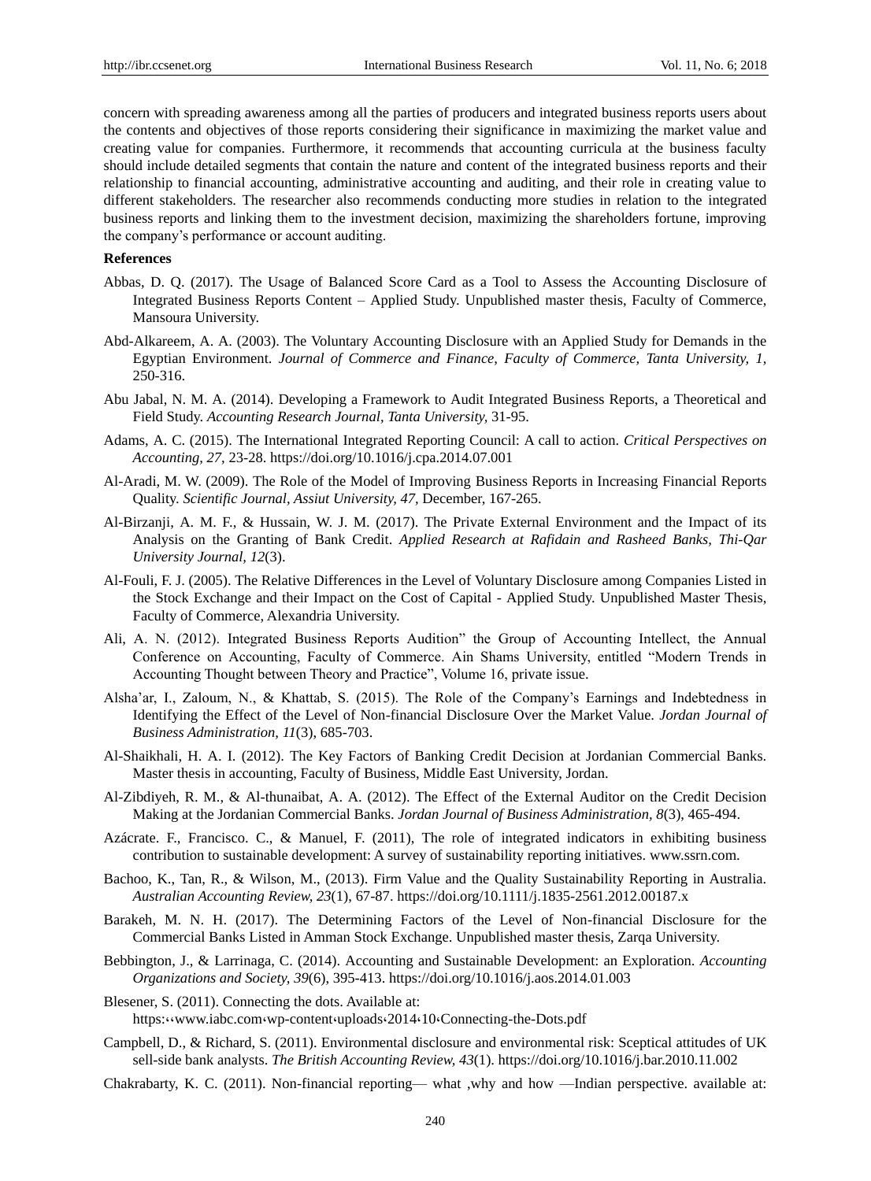concern with spreading awareness among all the parties of producers and integrated business reports users about the contents and objectives of those reports considering their significance in maximizing the market value and creating value for companies. Furthermore, it recommends that accounting curricula at the business faculty should include detailed segments that contain the nature and content of the integrated business reports and their relationship to financial accounting, administrative accounting and auditing, and their role in creating value to different stakeholders. The researcher also recommends conducting more studies in relation to the integrated business reports and linking them to the investment decision, maximizing the shareholders fortune, improving the company's performance or account auditing.

**References**

Abbas, D. Q. (2017). The Usage of Balanced Score Card as a Tool to Assess the Accounting Disclosure of Integrated Business Reports Content – Applied Study. Unpublished master thesis, Faculty of Commerce, Mansoura University.

Abd-Alkareem, A. A. (2003). The Voluntary Accounting Disclosure with an Applied Study for Demands in the Egyptian Environment. *Journal of Commerce and Finance, Faculty of Commerce, Tanta University, 1*, 250-316.

Abu Jabal, N. M. A. (2014). Developing a Framework to Audit Integrated Business Reports, a Theoretical and Field Study. *Accounting Research Journal, Tanta University,* 31-95.

Adams, A. C. (2015). The International Integrated Reporting Council: A call to action. *Critical Perspectives on Accounting, 27*, 23-28. https://doi.org/10.1016/j.cpa.2014.07.001

Al-Aradi, M. W. (2009). The Role of the Model of Improving Business Reports in Increasing Financial Reports Quality. *Scientific Journal, Assiut University, 47*, December, 167-265.

Al-Birzanji, A. M. F., & Hussain, W. J. M. (2017). The Private External Environment and the Impact of its Analysis on the Granting of Bank Credit. *Applied Research at Rafidain and Rasheed Banks, Thi-Qar University Journal, 12*(3).

Al-Fouli, F. J. (2005). The Relative Differences in the Level of Voluntary Disclosure among Companies Listed in the Stock Exchange and their Impact on the Cost of Capital - Applied Study. Unpublished Master Thesis, Faculty of Commerce, Alexandria University.

Ali, A. N. (2012). Integrated Business Reports Audition" the Group of Accounting Intellect, the Annual Conference on Accounting, Faculty of Commerce. Ain Shams University, entitled "Modern Trends in Accounting Thought between Theory and Practice", Volume 16, private issue.

Alsha'ar, I., Zaloum, N., & Khattab, S. (2015). The Role of the Company's Earnings and Indebtedness in Identifying the Effect of the Level of Non-financial Disclosure Over the Market Value. *Jordan Journal of Business Administration, 11*(3), 685-703.

Al-Shaikhali, H. A. I. (2012). The Key Factors of Banking Credit Decision at Jordanian Commercial Banks. Master thesis in accounting, Faculty of Business, Middle East University, Jordan.

Al-Zibdiyeh, R. M., & Al-thunaibat, A. A. (2012). The Effect of the External Auditor on the Credit Decision Making at the Jordanian Commercial Banks. *Jordan Journal of Business Administration, 8*(3), 465-494.

Azácrate. F., Francisco. C., & Manuel, F. (2011), The role of integrated indicators in exhibiting business contribution to sustainable development: A survey of sustainability reporting initiatives. www.ssrn.com.

Bachoo, K., Tan, R., & Wilson, M., (2013). Firm Value and the Quality Sustainability Reporting in Australia. *Australian Accounting Review, 23*(1), 67-87. https://doi.org/10.1111/j.1835-2561.2012.00187.x

Barakeh, M. N. H. (2017). The Determining Factors of the Level of Non-financial Disclosure for the Commercial Banks Listed in Amman Stock Exchange. Unpublished master thesis, Zarqa University.

Bebbington, J., & Larrinaga, C. (2014). Accounting and Sustainable Development: an Exploration. *Accounting Organizations and Society, 39*(6), 395-413. https://doi.org/10.1016/j.aos.2014.01.003

Blesener, S. (2011). Connecting the dots. Available at: https:‹‹www.iabc.com‹wp-content‹uploads‹2014‹10‹Connecting-the-Dots.pdf

Campbell, D., & Richard, S. (2011). Environmental disclosure and environmental risk: Sceptical attitudes of UK sell-side bank analysts. *The British Accounting Review, 43*(1). https://doi.org/10.1016/j.bar.2010.11.002

Chakrabarty, K. C. (2011). Non-financial reporting— what ,why and how —Indian perspective. available at: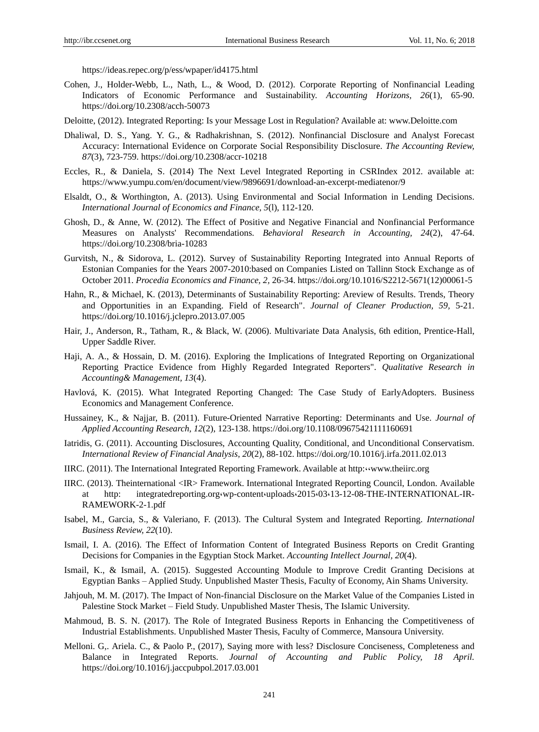https://ideas.repec.org/p/ess/wpaper/id4175.html

Cohen, J., Holder-Webb, L., Nath, L., & Wood, D. (2012). Corporate Reporting of Nonfinancial Leading Indicators of Economic Performance and Sustainability. *Accounting Horizons, 26*(1), 65-90. https://doi.org/10.2308/acch-50073

Deloitte, (2012). Integrated Reporting: Is your Message Lost in Regulation? Available at: www.Deloitte.com

Dhaliwal, D. S., Yang. Y. G., & Radhakrishnan, S. (2012). Nonfinancial Disclosure and Analyst Forecast Accuracy: International Evidence on Corporate Social Responsibility Disclosure. *The Accounting Review, 87*(3), 723-759. https://doi.org/10.2308/accr-10218

Eccles, R., & Daniela, S. (2014) The Next Level Integrated Reporting in CSRIndex 2012. available at: https://www.yumpu.com/en/document/view/9896691/download-an-excerpt-mediatenor/9

Elsaldt, O., & Worthington, A. (2013). Using Environmental and Social Information in Lending Decisions. *International Journal of Economics and Finance, 5*(l), 112-120.

Ghosh, D., & Anne, W. (2012). The Effect of Positive and Negative Financial and Nonfinancial Performance Measures on Analysts' Recommendations. *Behavioral Research in Accounting, 24*(2), 47-64. https://doi.org/10.2308/bria-10283

Gurvitsh, N., & Sidorova, L. (2012). Survey of Sustainability Reporting Integrated into Annual Reports of Estonian Companies for the Years 2007-2010:based on Companies Listed on Tallinn Stock Exchange as of October 2011. *Procedia Economics and Finance, 2,* 26-34. https://doi.org/10.1016/S2212-5671(12)00061-5

Hahn, R., & Michael, K. (2013), Determinants of Sustainability Reporting: Areview of Results. Trends, Theory and Opportunities in an Expanding. Field of Research". *Journal of Cleaner Production, 59*, 5-21. https://doi.org/10.1016/j.jclepro.2013.07.005

Hair, J., Anderson, R., Tatham, R., & Black, W. (2006). Multivariate Data Analysis, 6th edition, Prentice-Hall, Upper Saddle River.

Haji, A. A., & Hossain, D. M. (2016). Exploring the Implications of Integrated Reporting on Organizational Reporting Practice Evidence from Highly Regarded Integrated Reporters". *Qualitative Research in Accounting& Management, 13*(4).

Havlová, K. (2015). What Integrated Reporting Changed: The Case Study of EarlyAdopters. Business Economics and Management Conference.

Hussainey, K., & Najjar, B. (2011). Future-Oriented Narrative Reporting: Determinants and Use. *Journal of Applied Accounting Research, 12*(2), 123-138. https://doi.org/10.1108/09675421111160691

Iatridis, G. (2011). Accounting Disclosures, Accounting Quality, Conditional, and Unconditional Conservatism. *International Review of Financial Analysis, 20*(2), 88-102. https://doi.org/10.1016/j.irfa.2011.02.013

IIRC. (2011). The International Integrated Reporting Framework. Available at http:‹‹www.theiirc.org

IIRC. (2013). Theinternational <IR> Framework. International Integrated Reporting Council, London. Available at http: integratedreporting.org‹wp-content‹uploads‹2015‹03‹13-12-08-THE-INTERNATIONAL-IR-RAMEWORK-2-1.pdf

Isabel, M., Garcia, S., & Valeriano, F. (2013). The Cultural System and Integrated Reporting. *International Business Review, 22*(10).

Ismail, I. A. (2016). The Effect of Information Content of Integrated Business Reports on Credit Granting Decisions for Companies in the Egyptian Stock Market. *Accounting Intellect Journal, 20*(4).

Ismail, K., & Ismail, A. (2015). Suggested Accounting Module to Improve Credit Granting Decisions at Egyptian Banks – Applied Study. Unpublished Master Thesis, Faculty of Economy, Ain Shams University.

Jahjouh, M. M. (2017). The Impact of Non-financial Disclosure on the Market Value of the Companies Listed in Palestine Stock Market – Field Study. Unpublished Master Thesis, The Islamic University.

Mahmoud, B. S. N. (2017). The Role of Integrated Business Reports in Enhancing the Competitiveness of Industrial Establishments. Unpublished Master Thesis, Faculty of Commerce, Mansoura University.

Melloni. G,. Ariela. C., & Paolo P., (2017), Saying more with less? Disclosure Conciseness, Completeness and Balance in Integrated Reports. *Journal of Accounting and Public Policy, 18 April.* https://doi.org/10.1016/j.jaccpubpol.2017.03.001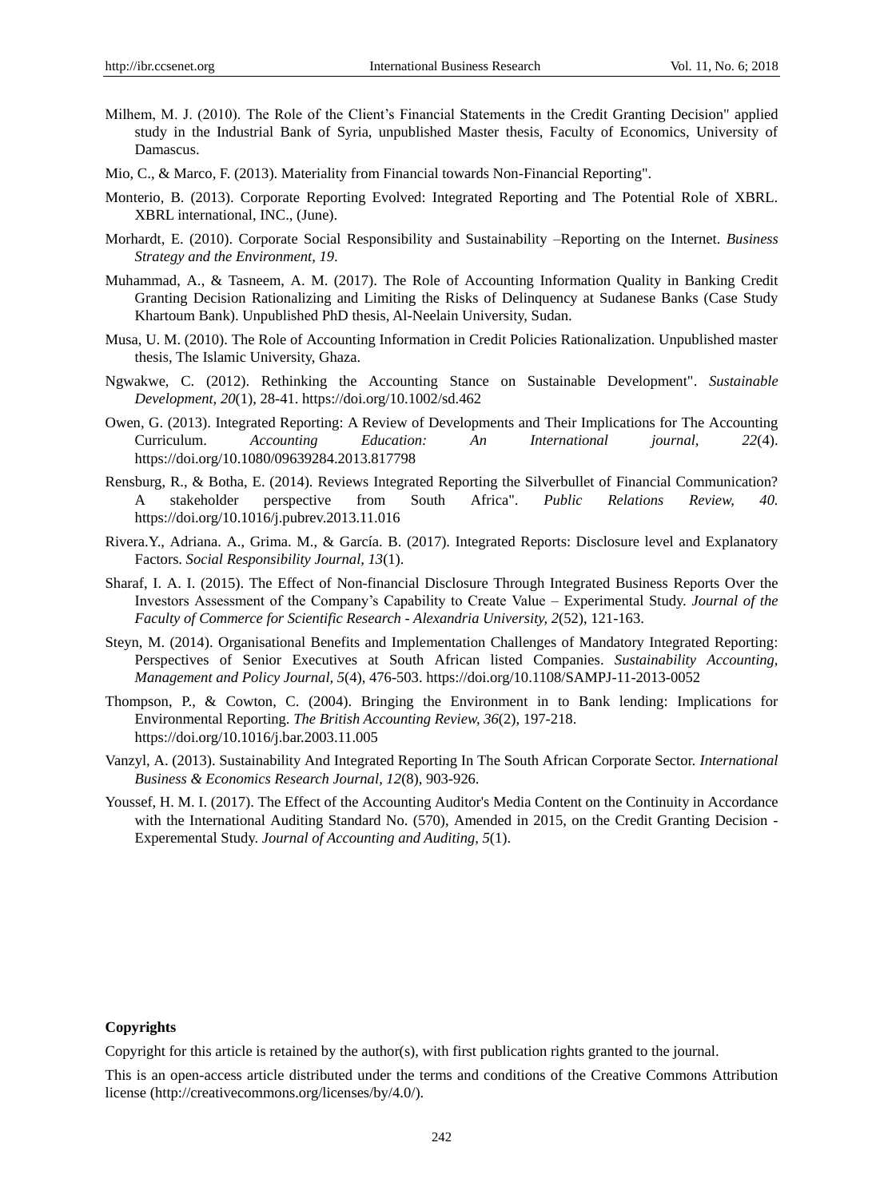Milhem, M. J. (2010). The Role of the Client's Financial Statements in the Credit Granting Decision" applied study in the Industrial Bank of Syria, unpublished Master thesis, Faculty of Economics, University of Damascus.

Mio, C., & Marco, F. (2013). Materiality from Financial towards Non-Financial Reporting".

Monterio, B. (2013). Corporate Reporting Evolved: Integrated Reporting and The Potential Role of XBRL. XBRL international, INC., (June).

Morhardt, E. (2010). Corporate Social Responsibility and Sustainability –Reporting on the Internet. *Business Strategy and the Environment, 19*.

Muhammad, A., & Tasneem, A. M. (2017). The Role of Accounting Information Quality in Banking Credit Granting Decision Rationalizing and Limiting the Risks of Delinquency at Sudanese Banks (Case Study Khartoum Bank). Unpublished PhD thesis, Al-Neelain University, Sudan.

Musa, U. M. (2010). The Role of Accounting Information in Credit Policies Rationalization. Unpublished master thesis, The Islamic University, Ghaza.

Ngwakwe, C. (2012). Rethinking the Accounting Stance on Sustainable Development". *Sustainable Development, 20*(1), 28-41. https://doi.org/10.1002/sd.462

Owen, G. (2013). Integrated Reporting: A Review of Developments and Their Implications for The Accounting Curriculum. *Accounting Education: An International journal, 22*(4). https://doi.org/10.1080/09639284.2013.817798

Rensburg, R., & Botha, E. (2014). Reviews Integrated Reporting the Silverbullet of Financial Communication? A stakeholder perspective from South Africa". *Public Relations Review, 40.* https://doi.org/10.1016/j.pubrev.2013.11.016

Rivera.Y., Adriana. A., Grima. M., & García. B. (2017). Integrated Reports: Disclosure level and Explanatory Factors. *Social Responsibility Journal, 13*(1).

Sharaf, I. A. I. (2015). The Effect of Non-financial Disclosure Through Integrated Business Reports Over the Investors Assessment of the Company's Capability to Create Value – Experimental Study. *Journal of the Faculty of Commerce for Scientific Research - Alexandria University, 2*(52), 121-163.

Steyn, M. (2014). Organisational Benefits and Implementation Challenges of Mandatory Integrated Reporting: Perspectives of Senior Executives at South African listed Companies. *Sustainability Accounting, Management and Policy Journal, 5*(4), 476-503. https://doi.org/10.1108/SAMPJ-11-2013-0052

Thompson, P., & Cowton, C. (2004). Bringing the Environment in to Bank lending: Implications for Environmental Reporting. *The British Accounting Review, 36*(2), 197-218. https://doi.org/10.1016/j.bar.2003.11.005

Vanzyl, A. (2013). Sustainability And Integrated Reporting In The South African Corporate Sector. *International Business & Economics Research Journal, 12*(8), 903-926.

Youssef, H. M. I. (2017). The Effect of the Accounting Auditor's Media Content on the Continuity in Accordance with the International Auditing Standard No. (570), Amended in 2015, on the Credit Granting Decision - Experemental Study. *Journal of Accounting and Auditing, 5*(1).

**Copyrights**

Copyright for this article is retained by the author(s), with first publication rights granted to the journal.

This is an open-access article distributed under the terms and conditions of the Creative Commons Attribution license (http://creativecommons.org/licenses/by/4.0/).